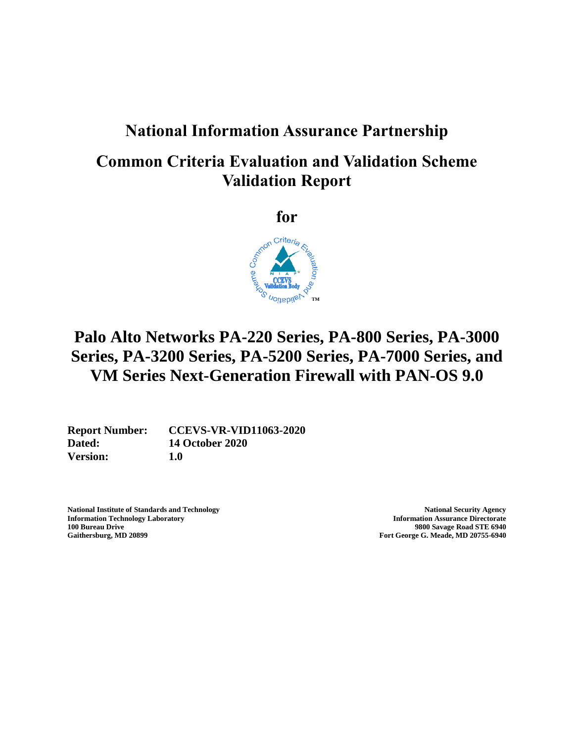# National Information Assurance Partnership

# Common Criteria Evaluation and Validation Scheme Validation Report

**for**

# Palo Alto Networks PA-220 Series, PA-800 Series, PA-3000 Series, PA-3200 Series, PA-5200 Series, PA-7000 Series, and VM Series Next-Generation Firewall with PAN-OS 9.0

**Report Number:** CCEVS-VR-VID11063-2020
**Dated:** 14 October 2020
**Version:** 1.0

**National Institute of Standards and Technology**
**Information Technology Laboratory**
**100 Bureau Drive**
**Gaithersburg, MD 20899**

**National Security Agency**
**Information Assurance Directorate**
**9800 Savage Road STE 6940**
**Fort George G. Meade, MD 20755-6940**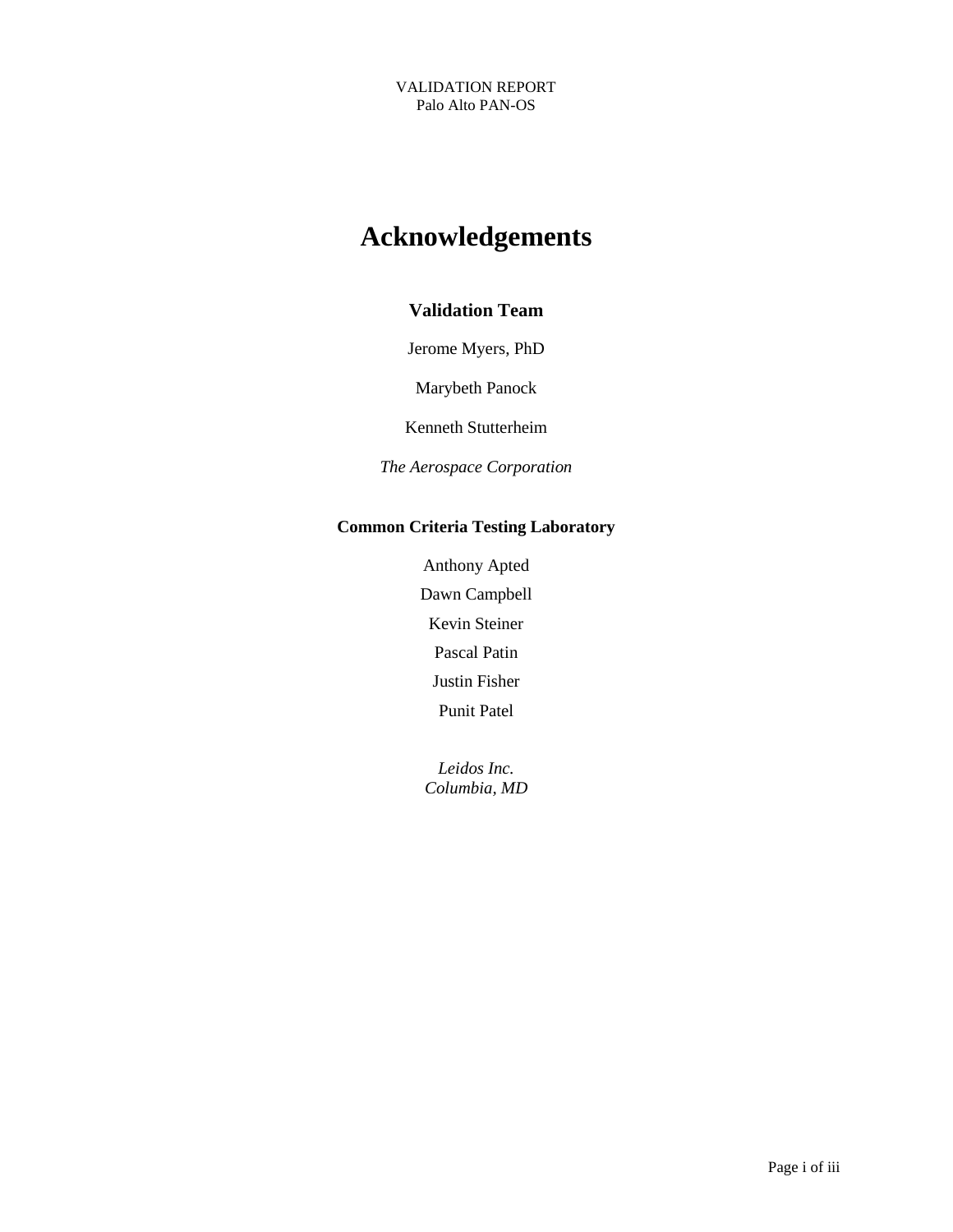# Acknowledgements

## Validation Team

Jerome Myers, PhD

Marybeth Panock

Kenneth Stutterheim

*The Aerospace Corporation*

### Common Criteria Testing Laboratory

Anthony Apted

Dawn Campbell

Kevin Steiner

Pascal Patin

Justin Fisher

Punit Patel

*Leidos Inc.*
*Columbia, MD*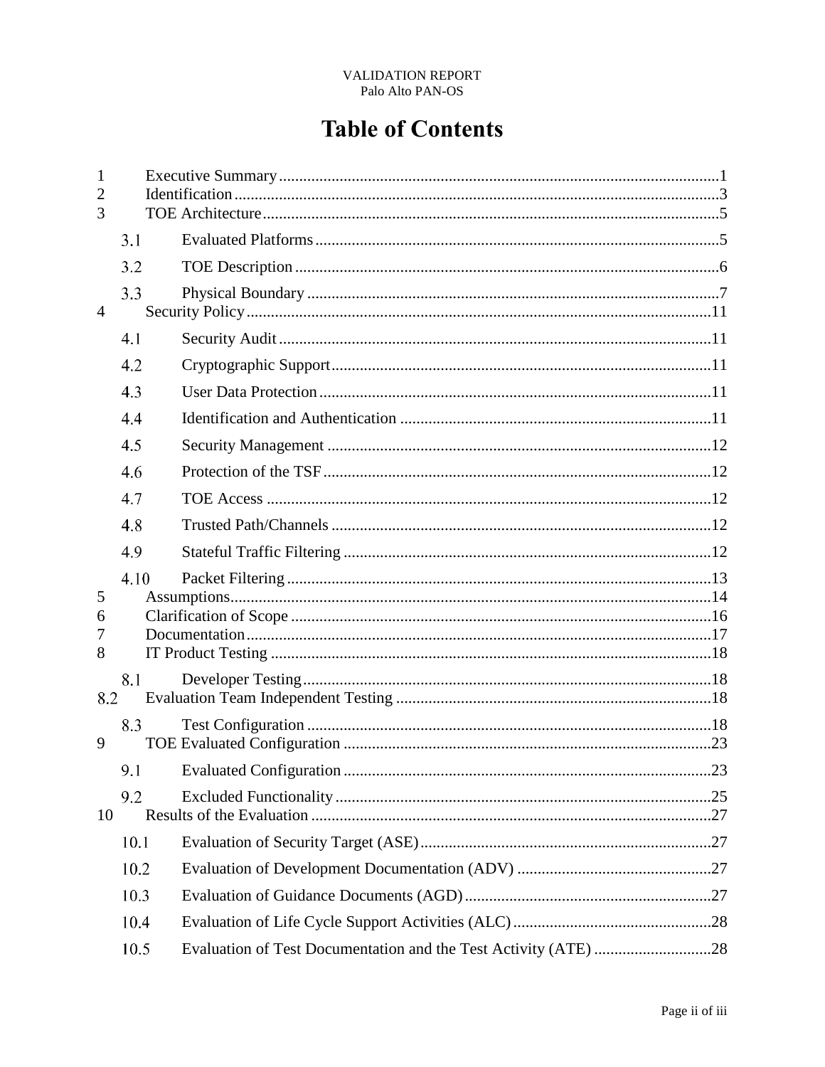# Table of Contents

1 Executive Summary ........................................................................................................1
2 Identification ...................................................................................................................3
3 TOE Architecture ............................................................................................................5
  3.1 Evaluated Platforms ..................................................................................................5
  3.2 TOE Description .......................................................................................................6
  3.3 Physical Boundary ....................................................................................................7
4 Security Policy ...............................................................................................................11
  4.1 Security Audit ..........................................................................................................11
  4.2 Cryptographic Support .............................................................................................11
  4.3 User Data Protection ................................................................................................11
  4.4 Identification and Authentication ............................................................................11
  4.5 Security Management ..............................................................................................12
  4.6 Protection of the TSF ...............................................................................................12
  4.7 TOE Access .............................................................................................................12
  4.8 Trusted Path/Channels .............................................................................................12
  4.9 Stateful Traffic Filtering ..........................................................................................12
  4.10 Packet Filtering ........................................................................................................13
5 Assumptions ..................................................................................................................14
6 Clarification of Scope ...................................................................................................16
7 Documentation ..............................................................................................................17
8 IT Product Testing ........................................................................................................18
  8.1 Developer Testing ....................................................................................................18
8.2 Evaluation Team Independent Testing .........................................................................18
  8.3 Test Configuration ...................................................................................................18
9 TOE Evaluated Configuration .......................................................................................23
  9.1 Evaluated Configuration ..........................................................................................23
  9.2 Excluded Functionality ............................................................................................25
10 Results of the Evaluation ..............................................................................................27
  10.1 Evaluation of Security Target (ASE) .......................................................................27
  10.2 Evaluation of Development Documentation (ADV) ...............................................27
  10.3 Evaluation of Guidance Documents (AGD) ............................................................27
  10.4 Evaluation of Life Cycle Support Activities (ALC) ................................................28
  10.5 Evaluation of Test Documentation and the Test Activity (ATE) ............................28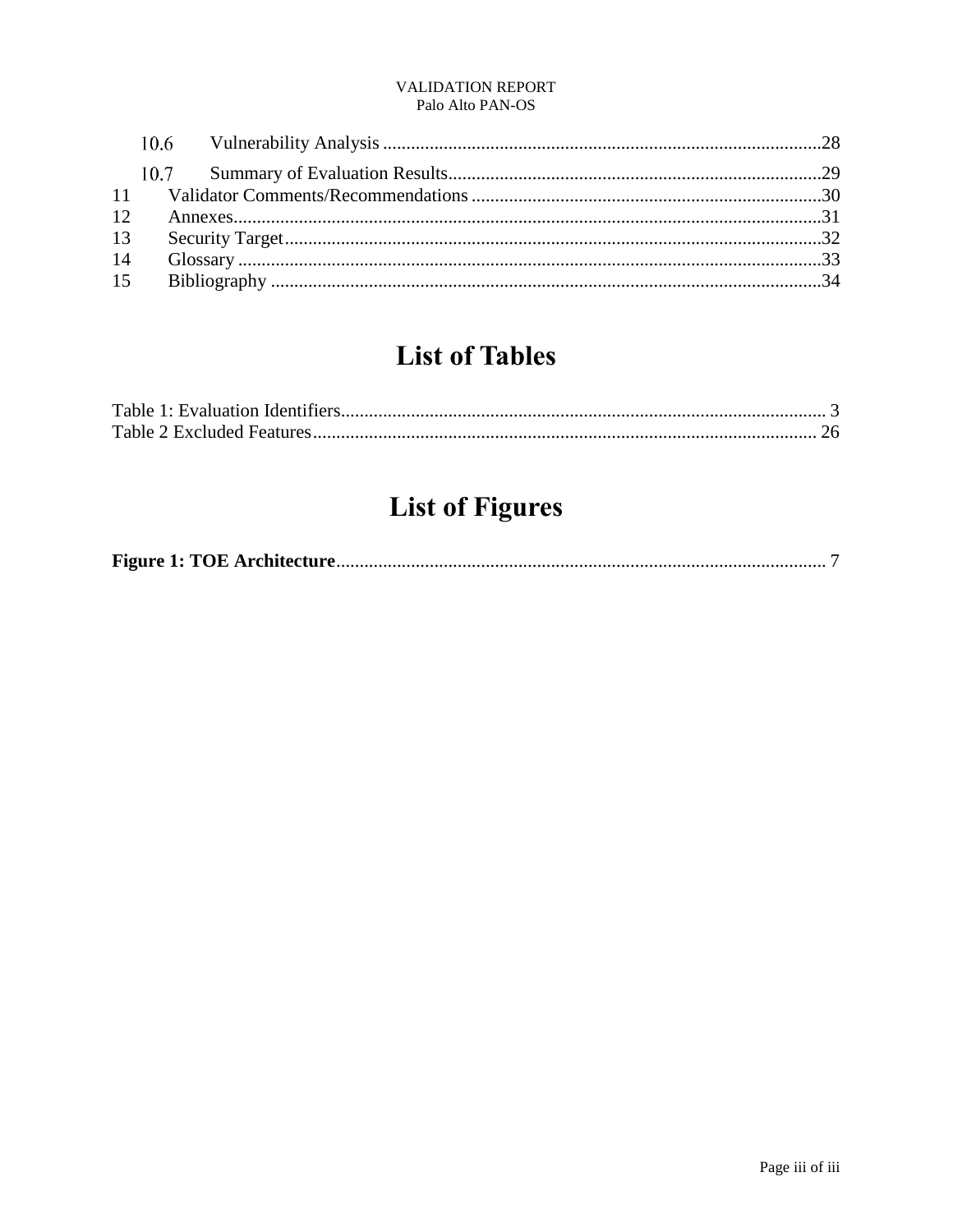10.6 Vulnerability Analysis .............................................................................................28

10.7 Summary of Evaluation Results...............................................................................29

11 Validator Comments/Recommendations ..........................................................................30

12 Annexes............................................................................................................................31

13 Security Target..................................................................................................................32

14 Glossary ............................................................................................................................33

15 Bibliography .....................................................................................................................34

# List of Tables

Table 1: Evaluation Identifiers....................................................................................................... 3

Table 2 Excluded Features........................................................................................................... 26

# List of Figures

**Figure 1: TOE Architecture**....................................................................................................... 7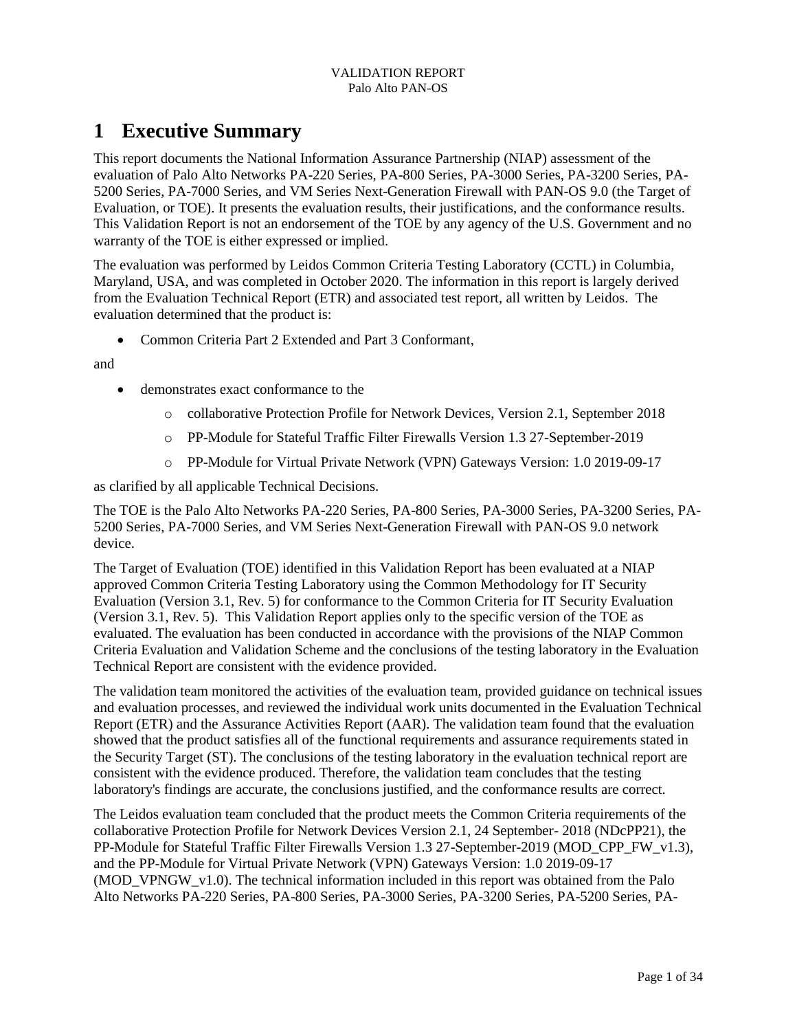# 1 Executive Summary

This report documents the National Information Assurance Partnership (NIAP) assessment of the evaluation of Palo Alto Networks PA-220 Series, PA-800 Series, PA-3000 Series, PA-3200 Series, PA-5200 Series, PA-7000 Series, and VM Series Next-Generation Firewall with PAN-OS 9.0 (the Target of Evaluation, or TOE). It presents the evaluation results, their justifications, and the conformance results. This Validation Report is not an endorsement of the TOE by any agency of the U.S. Government and no warranty of the TOE is either expressed or implied.

The evaluation was performed by Leidos Common Criteria Testing Laboratory (CCTL) in Columbia, Maryland, USA, and was completed in October 2020. The information in this report is largely derived from the Evaluation Technical Report (ETR) and associated test report, all written by Leidos. The evaluation determined that the product is:

- Common Criteria Part 2 Extended and Part 3 Conformant,

and

- demonstrates exact conformance to the
  - collaborative Protection Profile for Network Devices, Version 2.1, September 2018
  - PP-Module for Stateful Traffic Filter Firewalls Version 1.3 27-September-2019
  - PP-Module for Virtual Private Network (VPN) Gateways Version: 1.0 2019-09-17

as clarified by all applicable Technical Decisions.

The TOE is the Palo Alto Networks PA-220 Series, PA-800 Series, PA-3000 Series, PA-3200 Series, PA-5200 Series, PA-7000 Series, and VM Series Next-Generation Firewall with PAN-OS 9.0 network device.

The Target of Evaluation (TOE) identified in this Validation Report has been evaluated at a NIAP approved Common Criteria Testing Laboratory using the Common Methodology for IT Security Evaluation (Version 3.1, Rev. 5) for conformance to the Common Criteria for IT Security Evaluation (Version 3.1, Rev. 5). This Validation Report applies only to the specific version of the TOE as evaluated. The evaluation has been conducted in accordance with the provisions of the NIAP Common Criteria Evaluation and Validation Scheme and the conclusions of the testing laboratory in the Evaluation Technical Report are consistent with the evidence provided.

The validation team monitored the activities of the evaluation team, provided guidance on technical issues and evaluation processes, and reviewed the individual work units documented in the Evaluation Technical Report (ETR) and the Assurance Activities Report (AAR). The validation team found that the evaluation showed that the product satisfies all of the functional requirements and assurance requirements stated in the Security Target (ST). The conclusions of the testing laboratory in the evaluation technical report are consistent with the evidence produced. Therefore, the validation team concludes that the testing laboratory's findings are accurate, the conclusions justified, and the conformance results are correct.

The Leidos evaluation team concluded that the product meets the Common Criteria requirements of the collaborative Protection Profile for Network Devices Version 2.1, 24 September- 2018 (NDcPP21), the PP-Module for Stateful Traffic Filter Firewalls Version 1.3 27-September-2019 (MOD_CPP_FW_v1.3), and the PP-Module for Virtual Private Network (VPN) Gateways Version: 1.0 2019-09-17 (MOD_VPNGW_v1.0). The technical information included in this report was obtained from the Palo Alto Networks PA-220 Series, PA-800 Series, PA-3000 Series, PA-3200 Series, PA-5200 Series, PA-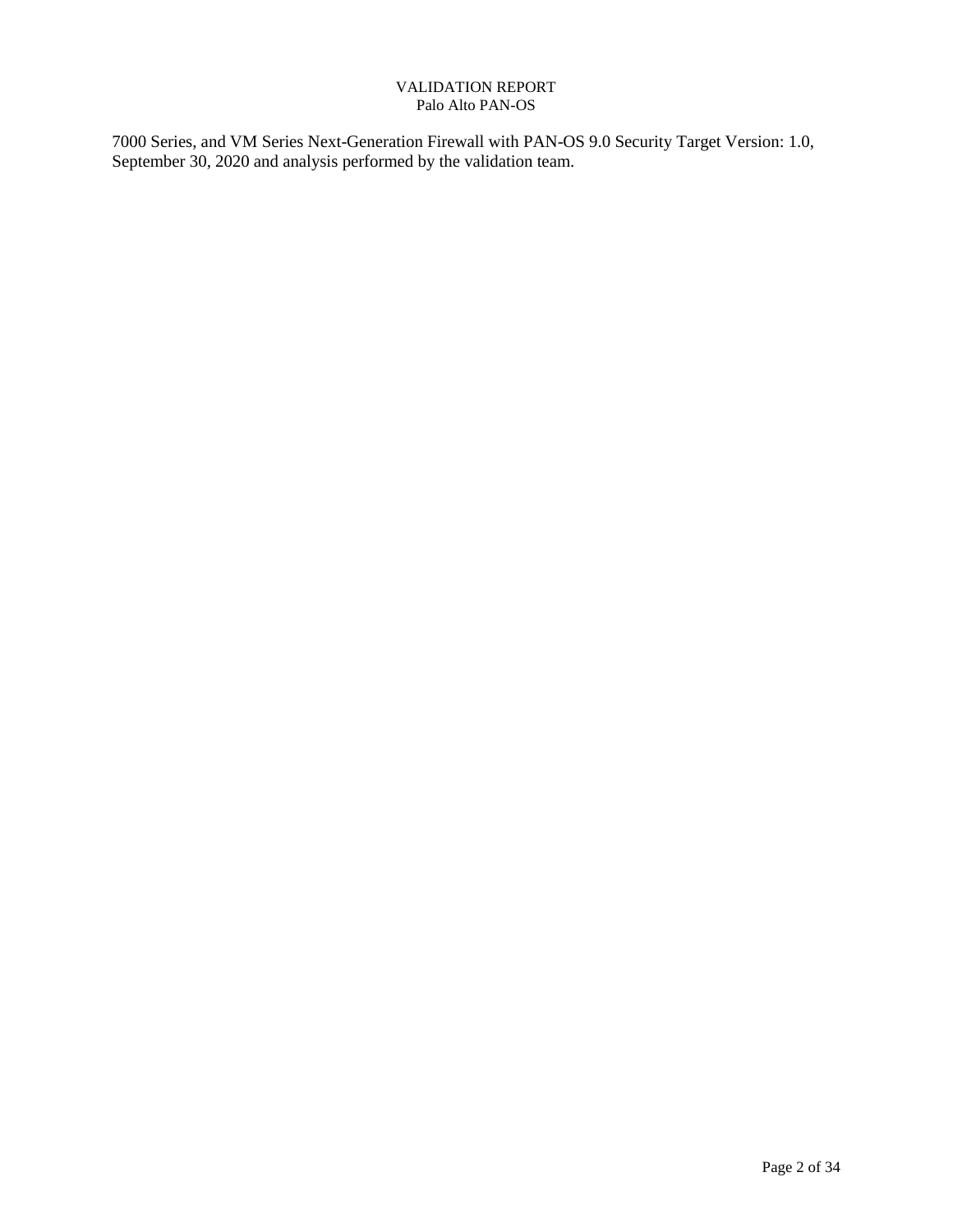7000 Series, and VM Series Next-Generation Firewall with PAN-OS 9.0 Security Target Version: 1.0, September 30, 2020 and analysis performed by the validation team.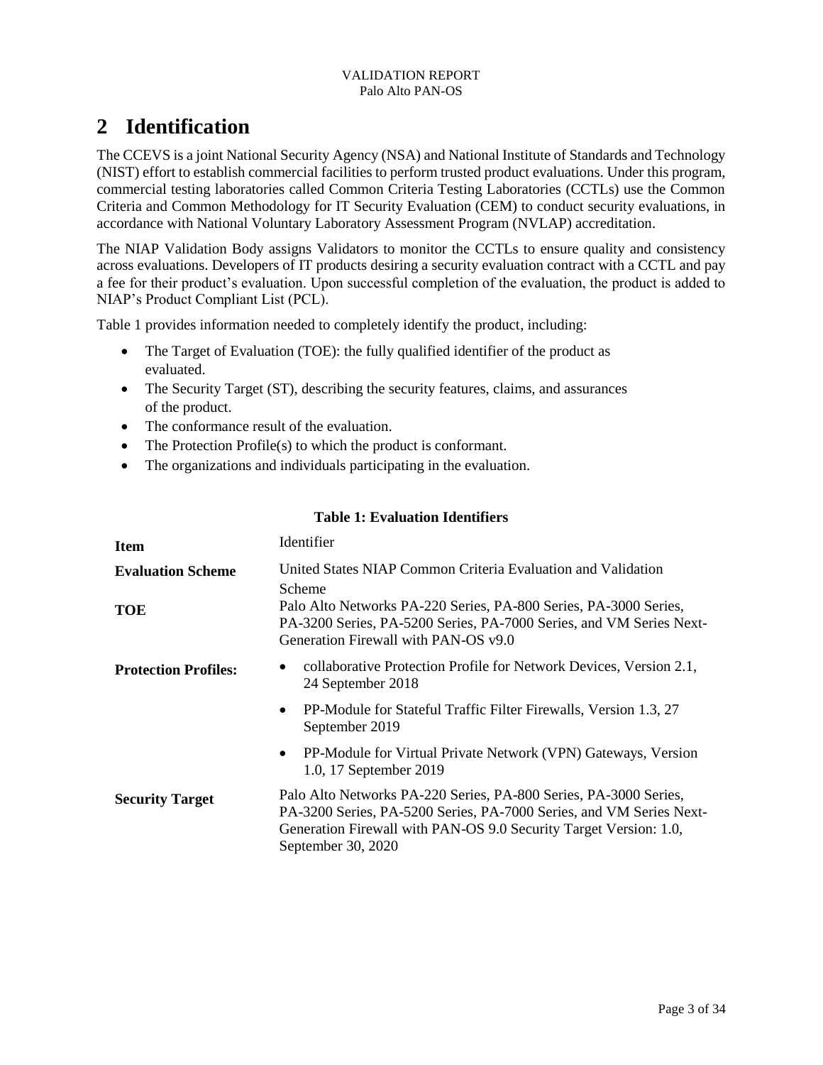# 2 Identification

The CCEVS is a joint National Security Agency (NSA) and National Institute of Standards and Technology (NIST) effort to establish commercial facilities to perform trusted product evaluations. Under this program, commercial testing laboratories called Common Criteria Testing Laboratories (CCTLs) use the Common Criteria and Common Methodology for IT Security Evaluation (CEM) to conduct security evaluations, in accordance with National Voluntary Laboratory Assessment Program (NVLAP) accreditation.

The NIAP Validation Body assigns Validators to monitor the CCTLs to ensure quality and consistency across evaluations. Developers of IT products desiring a security evaluation contract with a CCTL and pay a fee for their product's evaluation. Upon successful completion of the evaluation, the product is added to NIAP's Product Compliant List (PCL).

Table 1 provides information needed to completely identify the product, including:

- The Target of Evaluation (TOE): the fully qualified identifier of the product as evaluated.
- The Security Target (ST), describing the security features, claims, and assurances of the product.
- The conformance result of the evaluation.
- The Protection Profile(s) to which the product is conformant.
- The organizations and individuals participating in the evaluation.

**Table 1: Evaluation Identifiers**

| Item | Identifier |
| --- | --- |
| **Evaluation Scheme** | United States NIAP Common Criteria Evaluation and Validation Scheme |
| **TOE** | Palo Alto Networks PA-220 Series, PA-800 Series, PA-3000 Series, PA-3200 Series, PA-5200 Series, PA-7000 Series, and VM Series Next-Generation Firewall with PAN-OS v9.0 |
| **Protection Profiles:** | • collaborative Protection Profile for Network Devices, Version 2.1, 24 September 2018<br>• PP-Module for Stateful Traffic Filter Firewalls, Version 1.3, 27 September 2019<br>• PP-Module for Virtual Private Network (VPN) Gateways, Version 1.0, 17 September 2019 |
| **Security Target** | Palo Alto Networks PA-220 Series, PA-800 Series, PA-3000 Series, PA-3200 Series, PA-5200 Series, PA-7000 Series, and VM Series Next-Generation Firewall with PAN-OS 9.0 Security Target Version: 1.0, September 30, 2020 |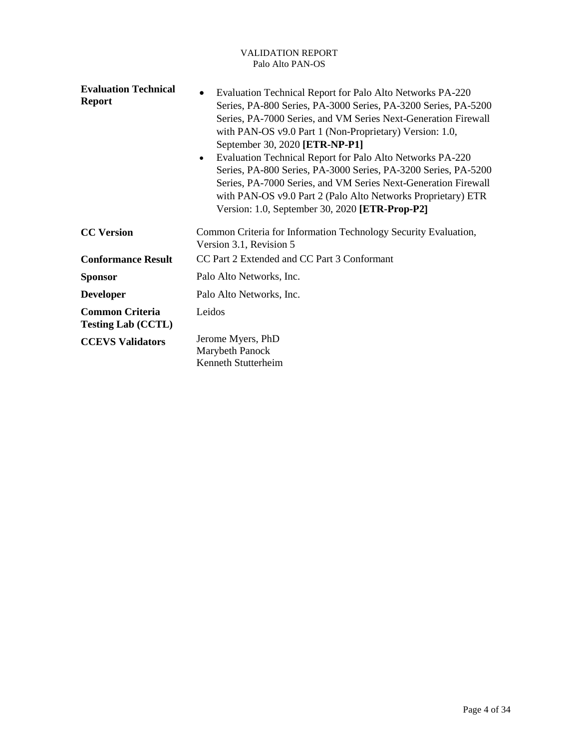| | |
|---|---|
| **Evaluation Technical Report** | • Evaluation Technical Report for Palo Alto Networks PA-220 Series, PA-800 Series, PA-3000 Series, PA-3200 Series, PA-5200 Series, PA-7000 Series, and VM Series Next-Generation Firewall with PAN-OS v9.0 Part 1 (Non-Proprietary) Version: 1.0, September 30, 2020 **[ETR-NP-P1]**<br>• Evaluation Technical Report for Palo Alto Networks PA-220 Series, PA-800 Series, PA-3000 Series, PA-3200 Series, PA-5200 Series, PA-7000 Series, and VM Series Next-Generation Firewall with PAN-OS v9.0 Part 2 (Palo Alto Networks Proprietary) ETR Version: 1.0, September 30, 2020 **[ETR-Prop-P2]** |
| **CC Version** | Common Criteria for Information Technology Security Evaluation, Version 3.1, Revision 5 |
| **Conformance Result** | CC Part 2 Extended and CC Part 3 Conformant |
| **Sponsor** | Palo Alto Networks, Inc. |
| **Developer** | Palo Alto Networks, Inc. |
| **Common Criteria Testing Lab (CCTL)** | Leidos |
| **CCEVS Validators** | Jerome Myers, PhD<br>Marybeth Panock<br>Kenneth Stutterheim |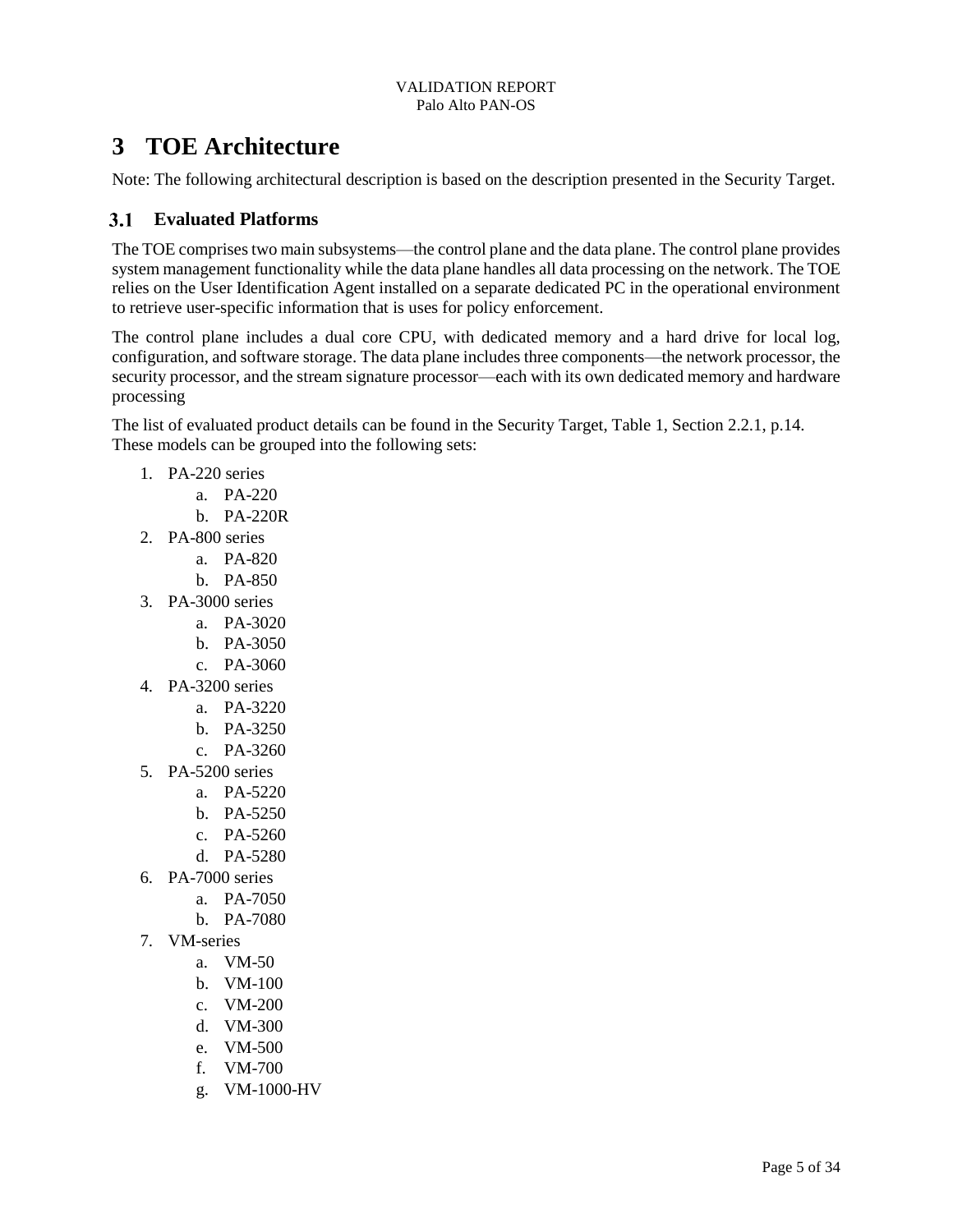# 3 TOE Architecture

Note: The following architectural description is based on the description presented in the Security Target.

## 3.1 Evaluated Platforms

The TOE comprises two main subsystems—the control plane and the data plane. The control plane provides system management functionality while the data plane handles all data processing on the network. The TOE relies on the User Identification Agent installed on a separate dedicated PC in the operational environment to retrieve user-specific information that is uses for policy enforcement.

The control plane includes a dual core CPU, with dedicated memory and a hard drive for local log, configuration, and software storage. The data plane includes three components—the network processor, the security processor, and the stream signature processor—each with its own dedicated memory and hardware processing

The list of evaluated product details can be found in the Security Target, Table 1, Section 2.2.1, p.14. These models can be grouped into the following sets:

1. PA-220 series
    a. PA-220
    b. PA-220R
2. PA-800 series
    a. PA-820
    b. PA-850
3. PA-3000 series
    a. PA-3020
    b. PA-3050
    c. PA-3060
4. PA-3200 series
    a. PA-3220
    b. PA-3250
    c. PA-3260
5. PA-5200 series
    a. PA-5220
    b. PA-5250
    c. PA-5260
    d. PA-5280
6. PA-7000 series
    a. PA-7050
    b. PA-7080
7. VM-series
    a. VM-50
    b. VM-100
    c. VM-200
    d. VM-300
    e. VM-500
    f. VM-700
    g. VM-1000-HV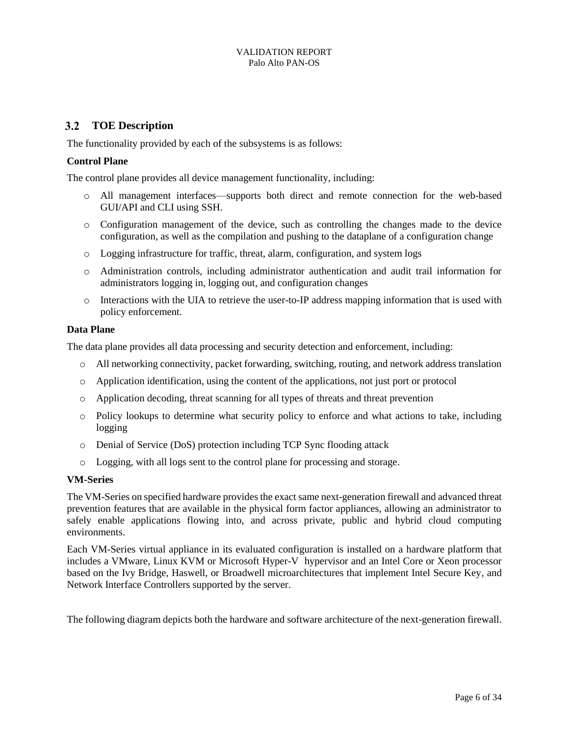## 3.2 TOE Description

The functionality provided by each of the subsystems is as follows:

**Control Plane**

The control plane provides all device management functionality, including:

- All management interfaces—supports both direct and remote connection for the web-based GUI/API and CLI using SSH.
- Configuration management of the device, such as controlling the changes made to the device configuration, as well as the compilation and pushing to the dataplane of a configuration change
- Logging infrastructure for traffic, threat, alarm, configuration, and system logs
- Administration controls, including administrator authentication and audit trail information for administrators logging in, logging out, and configuration changes
- Interactions with the UIA to retrieve the user-to-IP address mapping information that is used with policy enforcement.

**Data Plane**

The data plane provides all data processing and security detection and enforcement, including:

- All networking connectivity, packet forwarding, switching, routing, and network address translation
- Application identification, using the content of the applications, not just port or protocol
- Application decoding, threat scanning for all types of threats and threat prevention
- Policy lookups to determine what security policy to enforce and what actions to take, including logging
- Denial of Service (DoS) protection including TCP Sync flooding attack
- Logging, with all logs sent to the control plane for processing and storage.

**VM-Series**

The VM-Series on specified hardware provides the exact same next-generation firewall and advanced threat prevention features that are available in the physical form factor appliances, allowing an administrator to safely enable applications flowing into, and across private, public and hybrid cloud computing environments.

Each VM-Series virtual appliance in its evaluated configuration is installed on a hardware platform that includes a VMware, Linux KVM or Microsoft Hyper-V hypervisor and an Intel Core or Xeon processor based on the Ivy Bridge, Haswell, or Broadwell microarchitectures that implement Intel Secure Key, and Network Interface Controllers supported by the server.

The following diagram depicts both the hardware and software architecture of the next-generation firewall.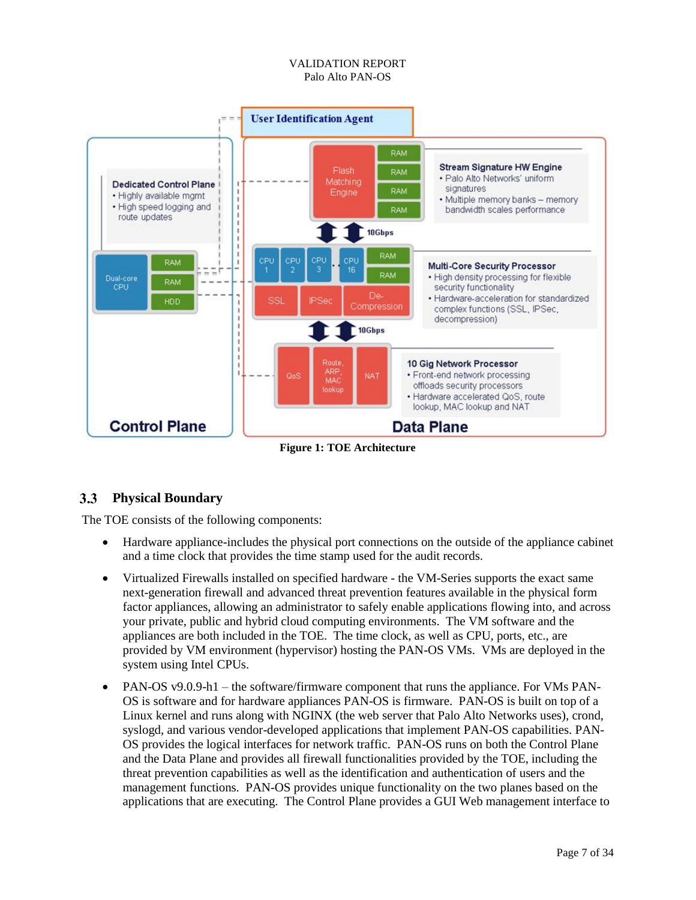Figure 1: TOE Architecture

## 3.3 Physical Boundary

The TOE consists of the following components:

- Hardware appliance-includes the physical port connections on the outside of the appliance cabinet and a time clock that provides the time stamp used for the audit records.
- Virtualized Firewalls installed on specified hardware - the VM-Series supports the exact same next-generation firewall and advanced threat prevention features available in the physical form factor appliances, allowing an administrator to safely enable applications flowing into, and across your private, public and hybrid cloud computing environments. The VM software and the appliances are both included in the TOE. The time clock, as well as CPU, ports, etc., are provided by VM environment (hypervisor) hosting the PAN-OS VMs. VMs are deployed in the system using Intel CPUs.
- PAN-OS v9.0.9-h1 – the software/firmware component that runs the appliance. For VMs PAN-OS is software and for hardware appliances PAN-OS is firmware. PAN-OS is built on top of a Linux kernel and runs along with NGINX (the web server that Palo Alto Networks uses), crond, syslogd, and various vendor-developed applications that implement PAN-OS capabilities. PAN-OS provides the logical interfaces for network traffic. PAN-OS runs on both the Control Plane and the Data Plane and provides all firewall functionalities provided by the TOE, including the threat prevention capabilities as well as the identification and authentication of users and the management functions. PAN-OS provides unique functionality on the two planes based on the applications that are executing. The Control Plane provides a GUI Web management interface to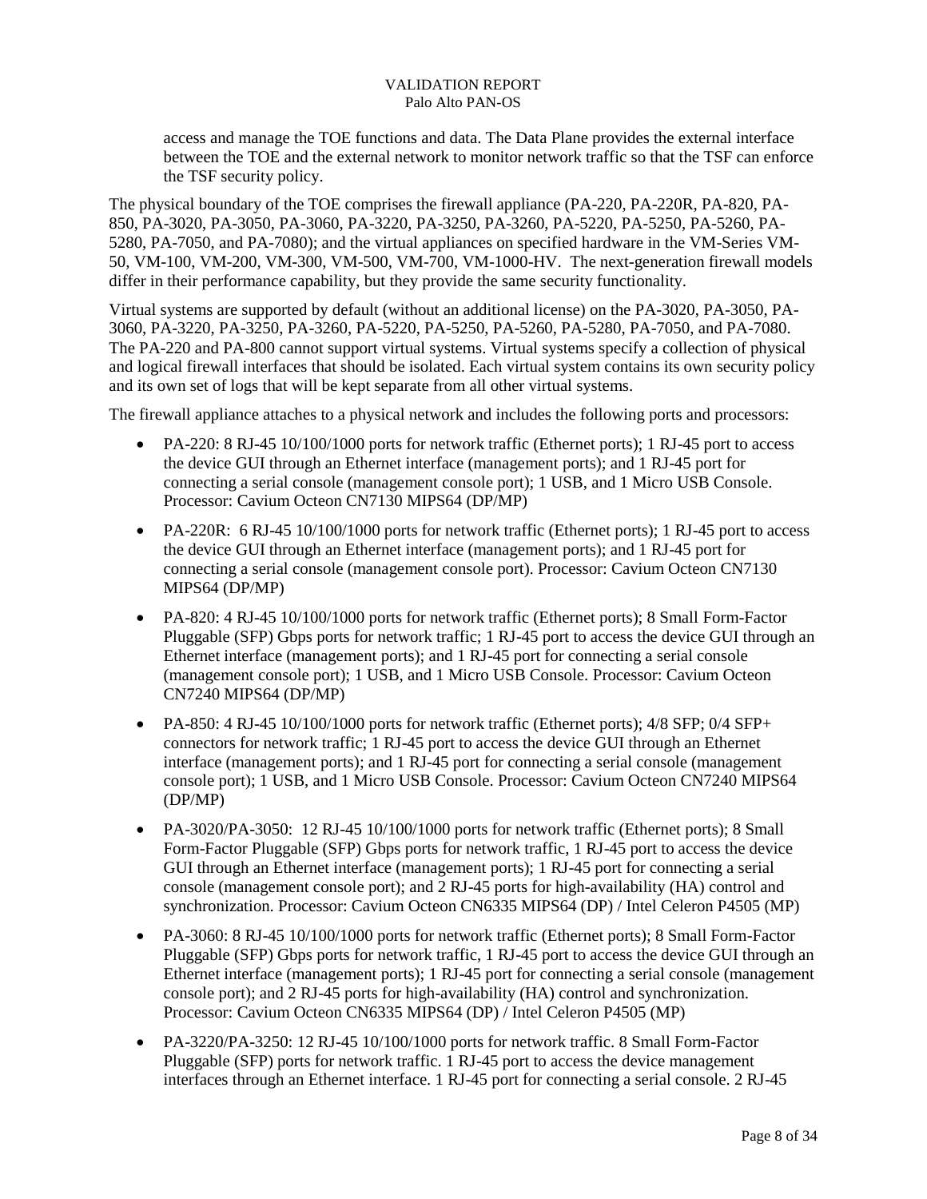access and manage the TOE functions and data. The Data Plane provides the external interface between the TOE and the external network to monitor network traffic so that the TSF can enforce the TSF security policy.

The physical boundary of the TOE comprises the firewall appliance (PA-220, PA-220R, PA-820, PA-850, PA-3020, PA-3050, PA-3060, PA-3220, PA-3250, PA-3260, PA-5220, PA-5250, PA-5260, PA-5280, PA-7050, and PA-7080); and the virtual appliances on specified hardware in the VM-Series VM-50, VM-100, VM-200, VM-300, VM-500, VM-700, VM-1000-HV. The next-generation firewall models differ in their performance capability, but they provide the same security functionality.

Virtual systems are supported by default (without an additional license) on the PA-3020, PA-3050, PA-3060, PA-3220, PA-3250, PA-3260, PA-5220, PA-5250, PA-5260, PA-5280, PA-7050, and PA-7080. The PA-220 and PA-800 cannot support virtual systems. Virtual systems specify a collection of physical and logical firewall interfaces that should be isolated. Each virtual system contains its own security policy and its own set of logs that will be kept separate from all other virtual systems.

The firewall appliance attaches to a physical network and includes the following ports and processors:

- PA-220: 8 RJ-45 10/100/1000 ports for network traffic (Ethernet ports); 1 RJ-45 port to access the device GUI through an Ethernet interface (management ports); and 1 RJ-45 port for connecting a serial console (management console port); 1 USB, and 1 Micro USB Console. Processor: Cavium Octeon CN7130 MIPS64 (DP/MP)
- PA-220R: 6 RJ-45 10/100/1000 ports for network traffic (Ethernet ports); 1 RJ-45 port to access the device GUI through an Ethernet interface (management ports); and 1 RJ-45 port for connecting a serial console (management console port). Processor: Cavium Octeon CN7130 MIPS64 (DP/MP)
- PA-820: 4 RJ-45 10/100/1000 ports for network traffic (Ethernet ports); 8 Small Form-Factor Pluggable (SFP) Gbps ports for network traffic; 1 RJ-45 port to access the device GUI through an Ethernet interface (management ports); and 1 RJ-45 port for connecting a serial console (management console port); 1 USB, and 1 Micro USB Console. Processor: Cavium Octeon CN7240 MIPS64 (DP/MP)
- PA-850: 4 RJ-45 10/100/1000 ports for network traffic (Ethernet ports); 4/8 SFP; 0/4 SFP+ connectors for network traffic; 1 RJ-45 port to access the device GUI through an Ethernet interface (management ports); and 1 RJ-45 port for connecting a serial console (management console port); 1 USB, and 1 Micro USB Console. Processor: Cavium Octeon CN7240 MIPS64 (DP/MP)
- PA-3020/PA-3050: 12 RJ-45 10/100/1000 ports for network traffic (Ethernet ports); 8 Small Form-Factor Pluggable (SFP) Gbps ports for network traffic, 1 RJ-45 port to access the device GUI through an Ethernet interface (management ports); 1 RJ-45 port for connecting a serial console (management console port); and 2 RJ-45 ports for high-availability (HA) control and synchronization. Processor: Cavium Octeon CN6335 MIPS64 (DP) / Intel Celeron P4505 (MP)
- PA-3060: 8 RJ-45 10/100/1000 ports for network traffic (Ethernet ports); 8 Small Form-Factor Pluggable (SFP) Gbps ports for network traffic, 1 RJ-45 port to access the device GUI through an Ethernet interface (management ports); 1 RJ-45 port for connecting a serial console (management console port); and 2 RJ-45 ports for high-availability (HA) control and synchronization. Processor: Cavium Octeon CN6335 MIPS64 (DP) / Intel Celeron P4505 (MP)
- PA-3220/PA-3250: 12 RJ-45 10/100/1000 ports for network traffic. 8 Small Form-Factor Pluggable (SFP) ports for network traffic. 1 RJ-45 port to access the device management interfaces through an Ethernet interface. 1 RJ-45 port for connecting a serial console. 2 RJ-45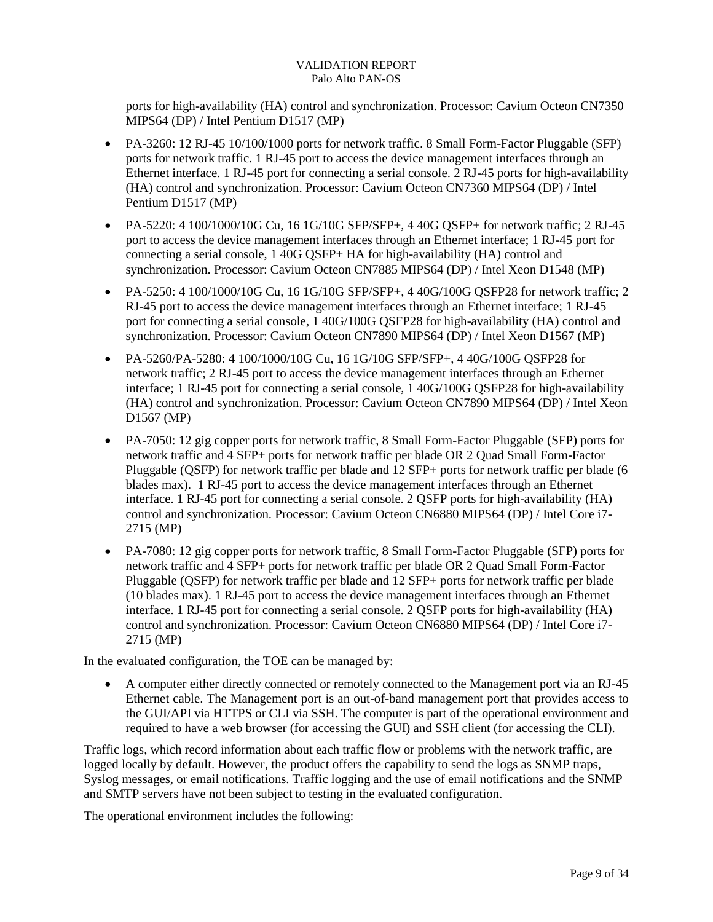ports for high-availability (HA) control and synchronization. Processor: Cavium Octeon CN7350 MIPS64 (DP) / Intel Pentium D1517 (MP)

- PA-3260: 12 RJ-45 10/100/1000 ports for network traffic. 8 Small Form-Factor Pluggable (SFP) ports for network traffic. 1 RJ-45 port to access the device management interfaces through an Ethernet interface. 1 RJ-45 port for connecting a serial console. 2 RJ-45 ports for high-availability (HA) control and synchronization. Processor: Cavium Octeon CN7360 MIPS64 (DP) / Intel Pentium D1517 (MP)
- PA-5220: 4 100/1000/10G Cu, 16 1G/10G SFP/SFP+, 4 40G QSFP+ for network traffic; 2 RJ-45 port to access the device management interfaces through an Ethernet interface; 1 RJ-45 port for connecting a serial console, 1 40G QSFP+ HA for high-availability (HA) control and synchronization. Processor: Cavium Octeon CN7885 MIPS64 (DP) / Intel Xeon D1548 (MP)
- PA-5250: 4 100/1000/10G Cu, 16 1G/10G SFP/SFP+, 4 40G/100G QSFP28 for network traffic; 2 RJ-45 port to access the device management interfaces through an Ethernet interface; 1 RJ-45 port for connecting a serial console, 1 40G/100G QSFP28 for high-availability (HA) control and synchronization. Processor: Cavium Octeon CN7890 MIPS64 (DP) / Intel Xeon D1567 (MP)
- PA-5260/PA-5280: 4 100/1000/10G Cu, 16 1G/10G SFP/SFP+, 4 40G/100G QSFP28 for network traffic; 2 RJ-45 port to access the device management interfaces through an Ethernet interface; 1 RJ-45 port for connecting a serial console, 1 40G/100G QSFP28 for high-availability (HA) control and synchronization. Processor: Cavium Octeon CN7890 MIPS64 (DP) / Intel Xeon D1567 (MP)
- PA-7050: 12 gig copper ports for network traffic, 8 Small Form-Factor Pluggable (SFP) ports for network traffic and 4 SFP+ ports for network traffic per blade OR 2 Quad Small Form-Factor Pluggable (QSFP) for network traffic per blade and 12 SFP+ ports for network traffic per blade (6 blades max). 1 RJ-45 port to access the device management interfaces through an Ethernet interface. 1 RJ-45 port for connecting a serial console. 2 QSFP ports for high-availability (HA) control and synchronization. Processor: Cavium Octeon CN6880 MIPS64 (DP) / Intel Core i7-2715 (MP)
- PA-7080: 12 gig copper ports for network traffic, 8 Small Form-Factor Pluggable (SFP) ports for network traffic and 4 SFP+ ports for network traffic per blade OR 2 Quad Small Form-Factor Pluggable (QSFP) for network traffic per blade and 12 SFP+ ports for network traffic per blade (10 blades max). 1 RJ-45 port to access the device management interfaces through an Ethernet interface. 1 RJ-45 port for connecting a serial console. 2 QSFP ports for high-availability (HA) control and synchronization. Processor: Cavium Octeon CN6880 MIPS64 (DP) / Intel Core i7-2715 (MP)

In the evaluated configuration, the TOE can be managed by:

- A computer either directly connected or remotely connected to the Management port via an RJ-45 Ethernet cable. The Management port is an out-of-band management port that provides access to the GUI/API via HTTPS or CLI via SSH. The computer is part of the operational environment and required to have a web browser (for accessing the GUI) and SSH client (for accessing the CLI).

Traffic logs, which record information about each traffic flow or problems with the network traffic, are logged locally by default. However, the product offers the capability to send the logs as SNMP traps, Syslog messages, or email notifications. Traffic logging and the use of email notifications and the SNMP and SMTP servers have not been subject to testing in the evaluated configuration.

The operational environment includes the following: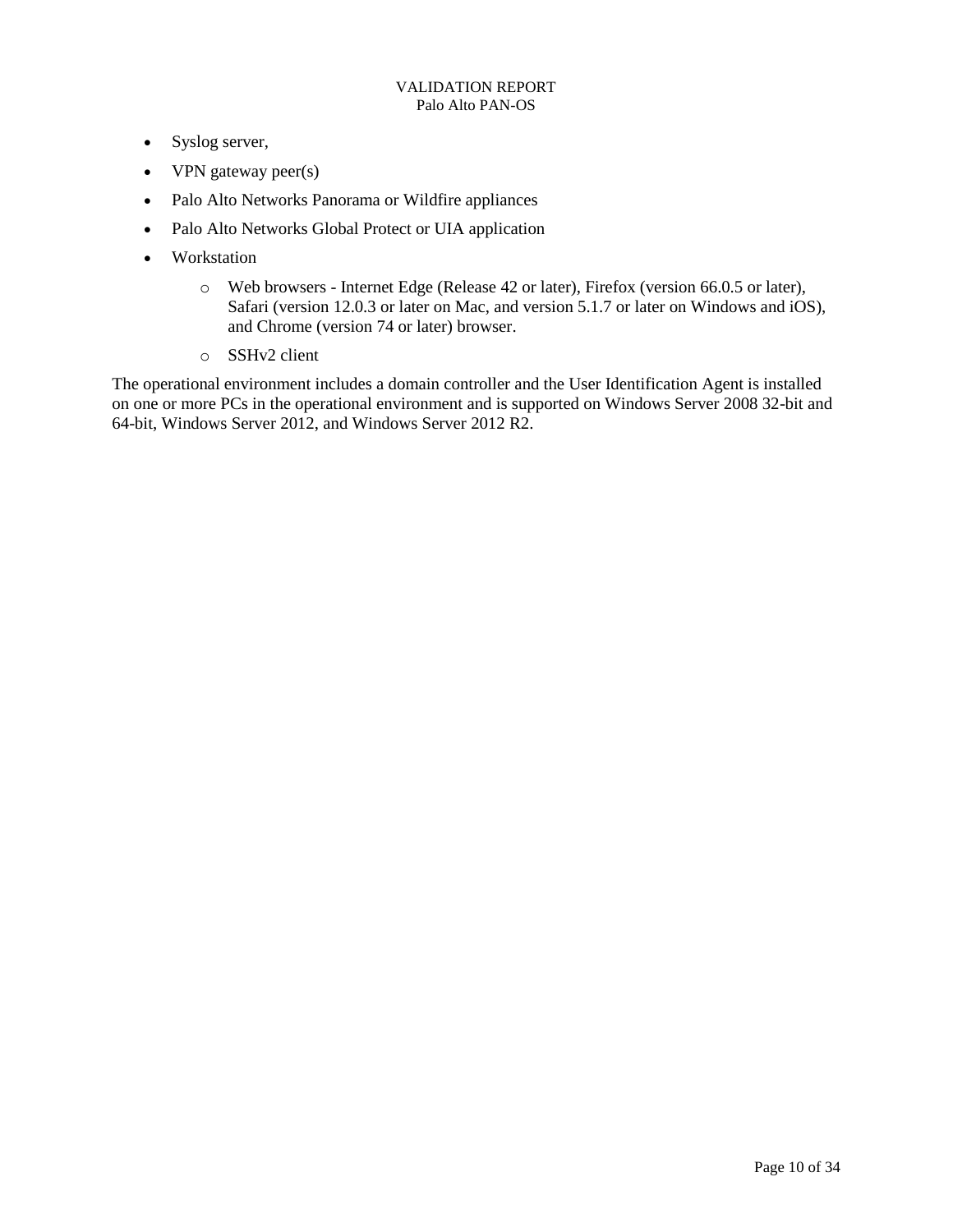- Syslog server,
- VPN gateway peer(s)
- Palo Alto Networks Panorama or Wildfire appliances
- Palo Alto Networks Global Protect or UIA application
- Workstation
  - Web browsers - Internet Edge (Release 42 or later), Firefox (version 66.0.5 or later), Safari (version 12.0.3 or later on Mac, and version 5.1.7 or later on Windows and iOS), and Chrome (version 74 or later) browser.
  - SSHv2 client

The operational environment includes a domain controller and the User Identification Agent is installed on one or more PCs in the operational environment and is supported on Windows Server 2008 32-bit and 64-bit, Windows Server 2012, and Windows Server 2012 R2.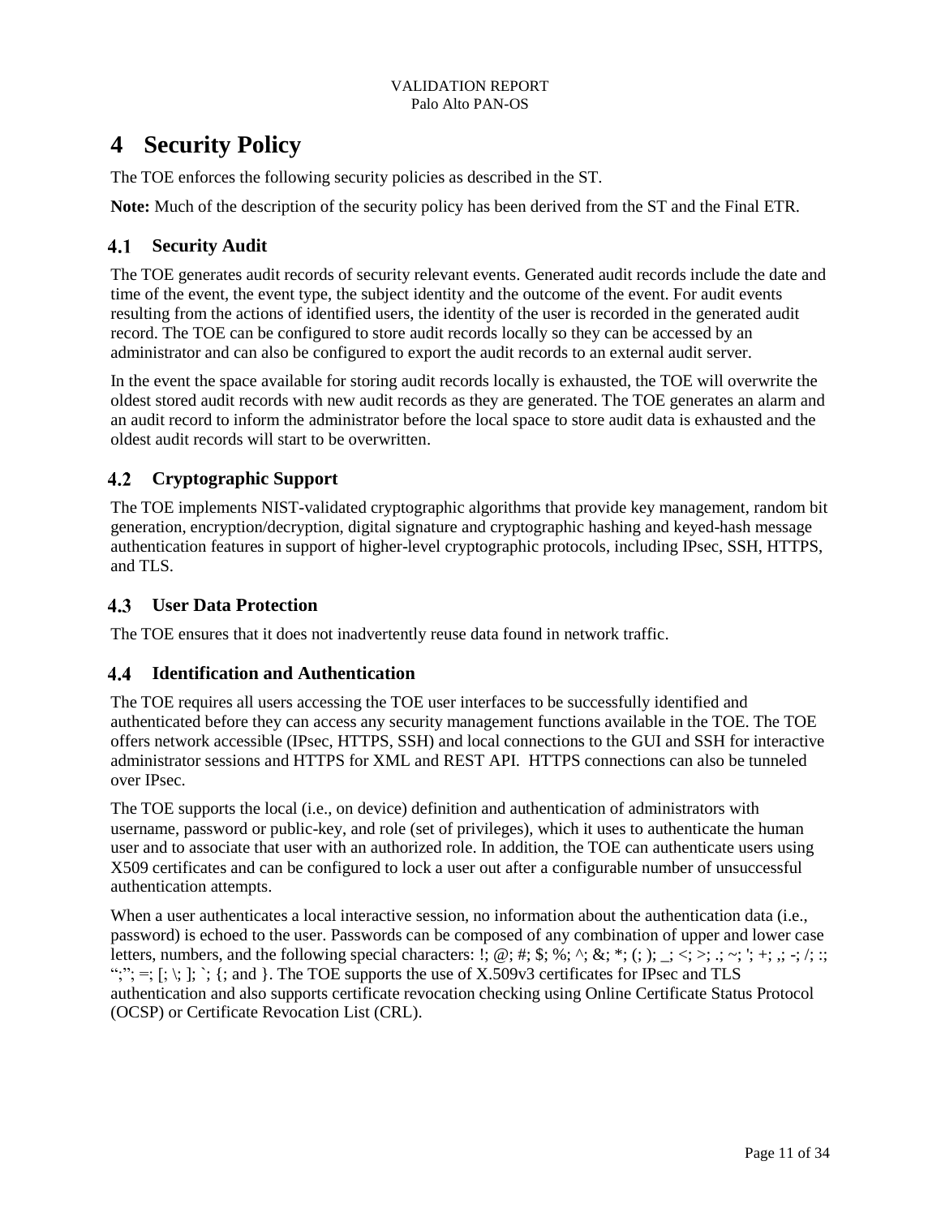# 4 Security Policy

The TOE enforces the following security policies as described in the ST.

**Note:** Much of the description of the security policy has been derived from the ST and the Final ETR.

## 4.1 Security Audit

The TOE generates audit records of security relevant events. Generated audit records include the date and time of the event, the event type, the subject identity and the outcome of the event. For audit events resulting from the actions of identified users, the identity of the user is recorded in the generated audit record. The TOE can be configured to store audit records locally so they can be accessed by an administrator and can also be configured to export the audit records to an external audit server.

In the event the space available for storing audit records locally is exhausted, the TOE will overwrite the oldest stored audit records with new audit records as they are generated. The TOE generates an alarm and an audit record to inform the administrator before the local space to store audit data is exhausted and the oldest audit records will start to be overwritten.

## 4.2 Cryptographic Support

The TOE implements NIST-validated cryptographic algorithms that provide key management, random bit generation, encryption/decryption, digital signature and cryptographic hashing and keyed-hash message authentication features in support of higher-level cryptographic protocols, including IPsec, SSH, HTTPS, and TLS.

## 4.3 User Data Protection

The TOE ensures that it does not inadvertently reuse data found in network traffic.

## 4.4 Identification and Authentication

The TOE requires all users accessing the TOE user interfaces to be successfully identified and authenticated before they can access any security management functions available in the TOE. The TOE offers network accessible (IPsec, HTTPS, SSH) and local connections to the GUI and SSH for interactive administrator sessions and HTTPS for XML and REST API. HTTPS connections can also be tunneled over IPsec.

The TOE supports the local (i.e., on device) definition and authentication of administrators with username, password or public-key, and role (set of privileges), which it uses to authenticate the human user and to associate that user with an authorized role. In addition, the TOE can authenticate users using X509 certificates and can be configured to lock a user out after a configurable number of unsuccessful authentication attempts.

When a user authenticates a local interactive session, no information about the authentication data (i.e., password) is echoed to the user. Passwords can be composed of any combination of upper and lower case letters, numbers, and the following special characters: !; @; #; $; %; ^; &; *; (; ); _; <; >; .; ~; '; +; ,; -; /; :; ";"; =; [; \; ]; `; {; and }. The TOE supports the use of X.509v3 certificates for IPsec and TLS authentication and also supports certificate revocation checking using Online Certificate Status Protocol (OCSP) or Certificate Revocation List (CRL).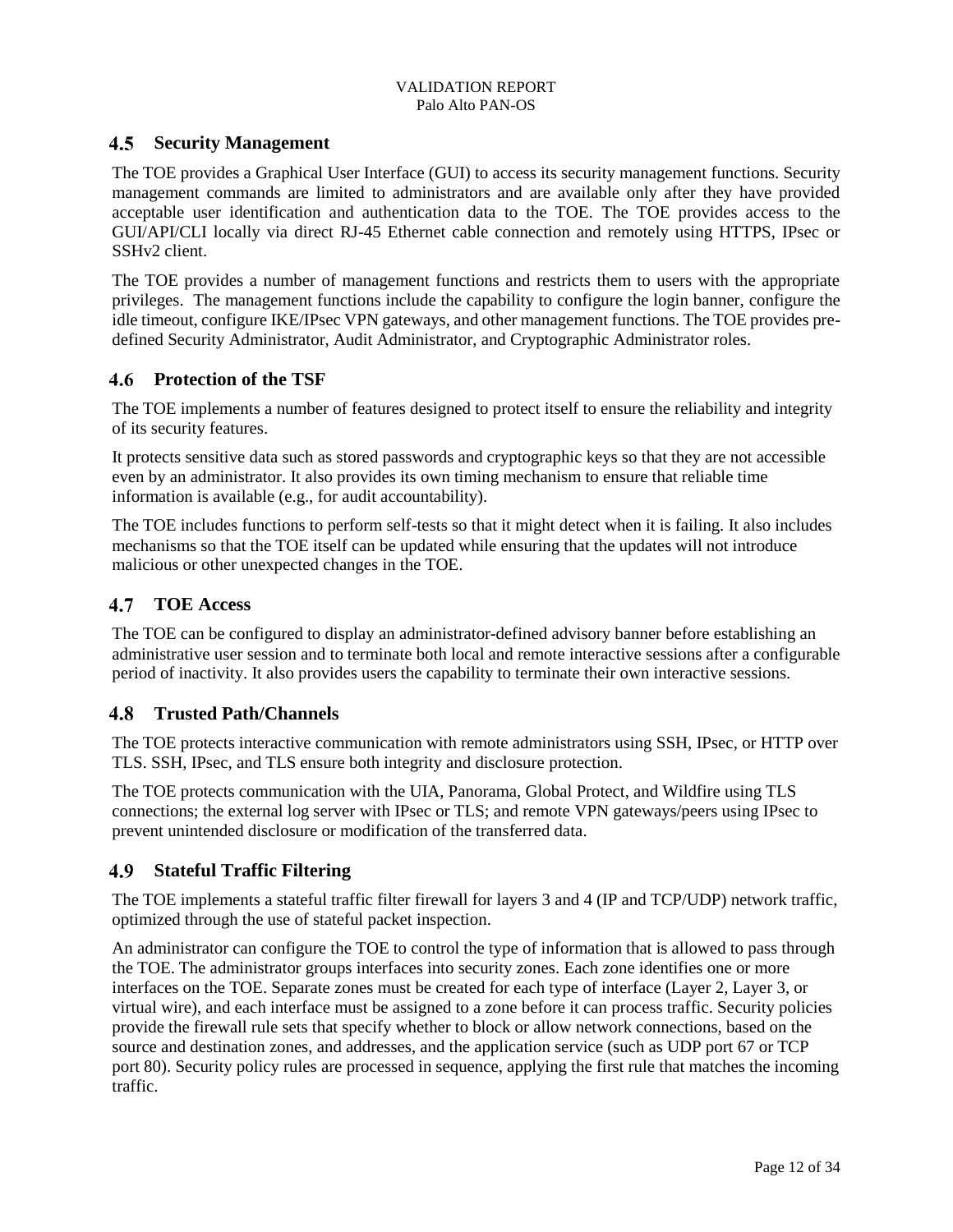## 4.5 Security Management

The TOE provides a Graphical User Interface (GUI) to access its security management functions. Security management commands are limited to administrators and are available only after they have provided acceptable user identification and authentication data to the TOE. The TOE provides access to the GUI/API/CLI locally via direct RJ-45 Ethernet cable connection and remotely using HTTPS, IPsec or SSHv2 client.

The TOE provides a number of management functions and restricts them to users with the appropriate privileges. The management functions include the capability to configure the login banner, configure the idle timeout, configure IKE/IPsec VPN gateways, and other management functions. The TOE provides pre-defined Security Administrator, Audit Administrator, and Cryptographic Administrator roles.

## 4.6 Protection of the TSF

The TOE implements a number of features designed to protect itself to ensure the reliability and integrity of its security features.

It protects sensitive data such as stored passwords and cryptographic keys so that they are not accessible even by an administrator. It also provides its own timing mechanism to ensure that reliable time information is available (e.g., for audit accountability).

The TOE includes functions to perform self-tests so that it might detect when it is failing. It also includes mechanisms so that the TOE itself can be updated while ensuring that the updates will not introduce malicious or other unexpected changes in the TOE.

## 4.7 TOE Access

The TOE can be configured to display an administrator-defined advisory banner before establishing an administrative user session and to terminate both local and remote interactive sessions after a configurable period of inactivity. It also provides users the capability to terminate their own interactive sessions.

## 4.8 Trusted Path/Channels

The TOE protects interactive communication with remote administrators using SSH, IPsec, or HTTP over TLS. SSH, IPsec, and TLS ensure both integrity and disclosure protection.

The TOE protects communication with the UIA, Panorama, Global Protect, and Wildfire using TLS connections; the external log server with IPsec or TLS; and remote VPN gateways/peers using IPsec to prevent unintended disclosure or modification of the transferred data.

## 4.9 Stateful Traffic Filtering

The TOE implements a stateful traffic filter firewall for layers 3 and 4 (IP and TCP/UDP) network traffic, optimized through the use of stateful packet inspection.

An administrator can configure the TOE to control the type of information that is allowed to pass through the TOE. The administrator groups interfaces into security zones. Each zone identifies one or more interfaces on the TOE. Separate zones must be created for each type of interface (Layer 2, Layer 3, or virtual wire), and each interface must be assigned to a zone before it can process traffic. Security policies provide the firewall rule sets that specify whether to block or allow network connections, based on the source and destination zones, and addresses, and the application service (such as UDP port 67 or TCP port 80). Security policy rules are processed in sequence, applying the first rule that matches the incoming traffic.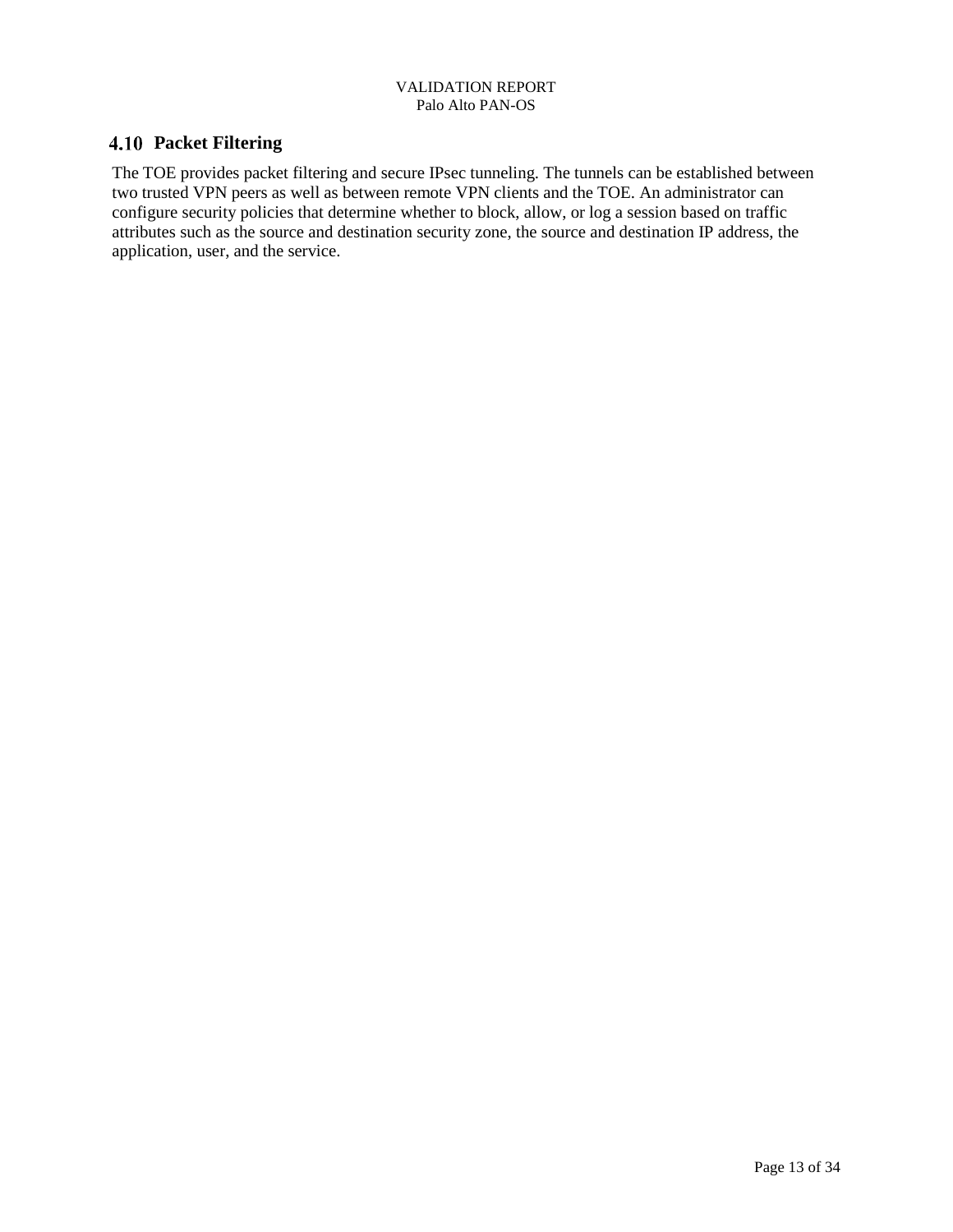## 4.10 Packet Filtering

The TOE provides packet filtering and secure IPsec tunneling. The tunnels can be established between two trusted VPN peers as well as between remote VPN clients and the TOE. An administrator can configure security policies that determine whether to block, allow, or log a session based on traffic attributes such as the source and destination security zone, the source and destination IP address, the application, user, and the service.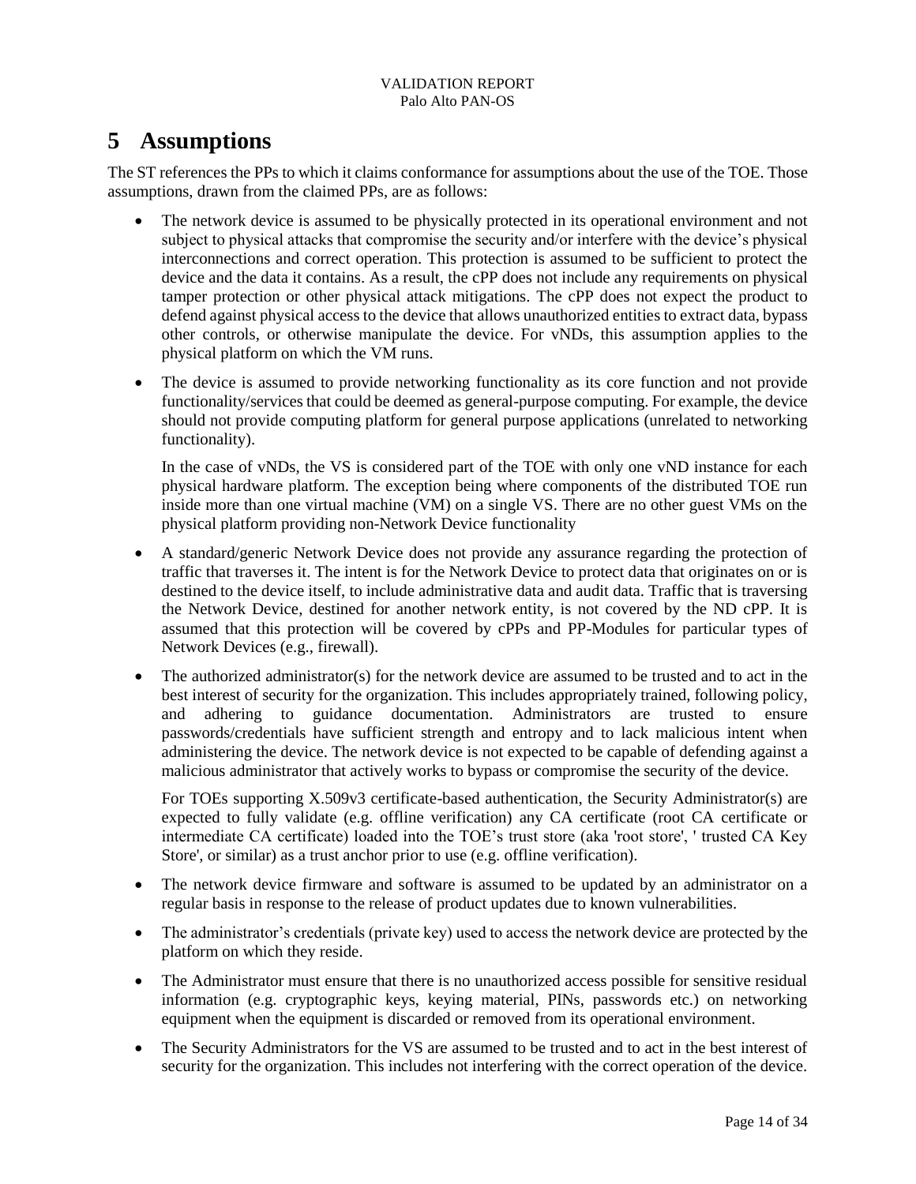# 5 Assumptions

The ST references the PPs to which it claims conformance for assumptions about the use of the TOE. Those assumptions, drawn from the claimed PPs, are as follows:

- The network device is assumed to be physically protected in its operational environment and not subject to physical attacks that compromise the security and/or interfere with the device's physical interconnections and correct operation. This protection is assumed to be sufficient to protect the device and the data it contains. As a result, the cPP does not include any requirements on physical tamper protection or other physical attack mitigations. The cPP does not expect the product to defend against physical access to the device that allows unauthorized entities to extract data, bypass other controls, or otherwise manipulate the device. For vNDs, this assumption applies to the physical platform on which the VM runs.

- The device is assumed to provide networking functionality as its core function and not provide functionality/services that could be deemed as general-purpose computing. For example, the device should not provide computing platform for general purpose applications (unrelated to networking functionality).

  In the case of vNDs, the VS is considered part of the TOE with only one vND instance for each physical hardware platform. The exception being where components of the distributed TOE run inside more than one virtual machine (VM) on a single VS. There are no other guest VMs on the physical platform providing non-Network Device functionality

- A standard/generic Network Device does not provide any assurance regarding the protection of traffic that traverses it. The intent is for the Network Device to protect data that originates on or is destined to the device itself, to include administrative data and audit data. Traffic that is traversing the Network Device, destined for another network entity, is not covered by the ND cPP. It is assumed that this protection will be covered by cPPs and PP-Modules for particular types of Network Devices (e.g., firewall).

- The authorized administrator(s) for the network device are assumed to be trusted and to act in the best interest of security for the organization. This includes appropriately trained, following policy, and adhering to guidance documentation. Administrators are trusted to ensure passwords/credentials have sufficient strength and entropy and to lack malicious intent when administering the device. The network device is not expected to be capable of defending against a malicious administrator that actively works to bypass or compromise the security of the device.

  For TOEs supporting X.509v3 certificate-based authentication, the Security Administrator(s) are expected to fully validate (e.g. offline verification) any CA certificate (root CA certificate or intermediate CA certificate) loaded into the TOE's trust store (aka 'root store', ' trusted CA Key Store', or similar) as a trust anchor prior to use (e.g. offline verification).

- The network device firmware and software is assumed to be updated by an administrator on a regular basis in response to the release of product updates due to known vulnerabilities.

- The administrator's credentials (private key) used to access the network device are protected by the platform on which they reside.

- The Administrator must ensure that there is no unauthorized access possible for sensitive residual information (e.g. cryptographic keys, keying material, PINs, passwords etc.) on networking equipment when the equipment is discarded or removed from its operational environment.

- The Security Administrators for the VS are assumed to be trusted and to act in the best interest of security for the organization. This includes not interfering with the correct operation of the device.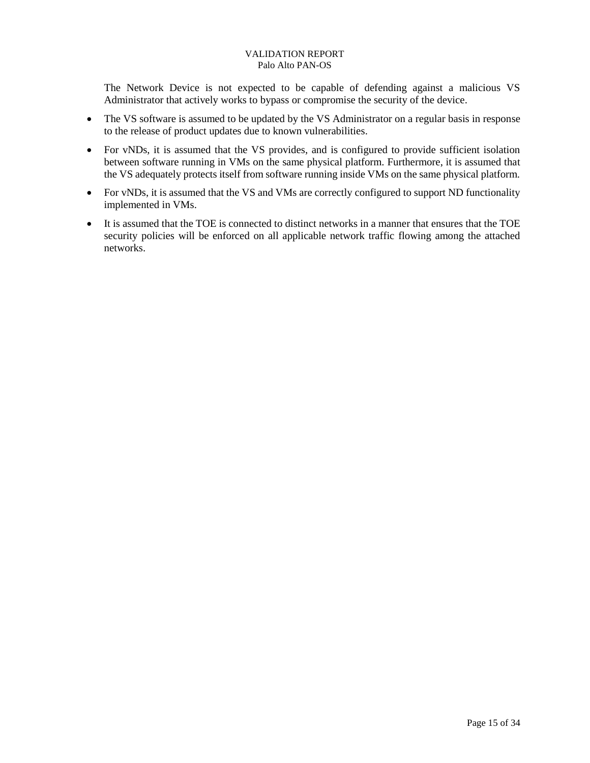The Network Device is not expected to be capable of defending against a malicious VS Administrator that actively works to bypass or compromise the security of the device.

- The VS software is assumed to be updated by the VS Administrator on a regular basis in response to the release of product updates due to known vulnerabilities.
- For vNDs, it is assumed that the VS provides, and is configured to provide sufficient isolation between software running in VMs on the same physical platform. Furthermore, it is assumed that the VS adequately protects itself from software running inside VMs on the same physical platform.
- For vNDs, it is assumed that the VS and VMs are correctly configured to support ND functionality implemented in VMs.
- It is assumed that the TOE is connected to distinct networks in a manner that ensures that the TOE security policies will be enforced on all applicable network traffic flowing among the attached networks.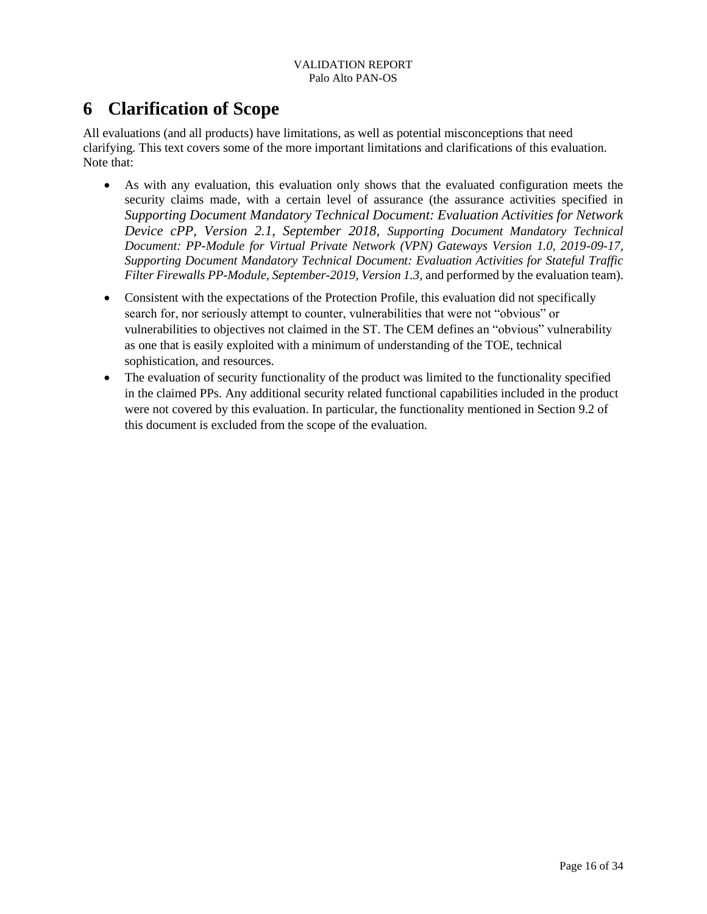# 6 Clarification of Scope

All evaluations (and all products) have limitations, as well as potential misconceptions that need clarifying. This text covers some of the more important limitations and clarifications of this evaluation. Note that:

- As with any evaluation, this evaluation only shows that the evaluated configuration meets the security claims made, with a certain level of assurance (the assurance activities specified in *Supporting Document Mandatory Technical Document: Evaluation Activities for Network Device cPP, Version 2.1, September 2018*, *Supporting Document Mandatory Technical Document: PP-Module for Virtual Private Network (VPN) Gateways Version 1.0, 2019-09-17*, *Supporting Document Mandatory Technical Document: Evaluation Activities for Stateful Traffic Filter Firewalls PP-Module, September-2019, Version 1.3,* and performed by the evaluation team).
- Consistent with the expectations of the Protection Profile, this evaluation did not specifically search for, nor seriously attempt to counter, vulnerabilities that were not "obvious" or vulnerabilities to objectives not claimed in the ST. The CEM defines an "obvious" vulnerability as one that is easily exploited with a minimum of understanding of the TOE, technical sophistication, and resources.
- The evaluation of security functionality of the product was limited to the functionality specified in the claimed PPs. Any additional security related functional capabilities included in the product were not covered by this evaluation. In particular, the functionality mentioned in Section 9.2 of this document is excluded from the scope of the evaluation.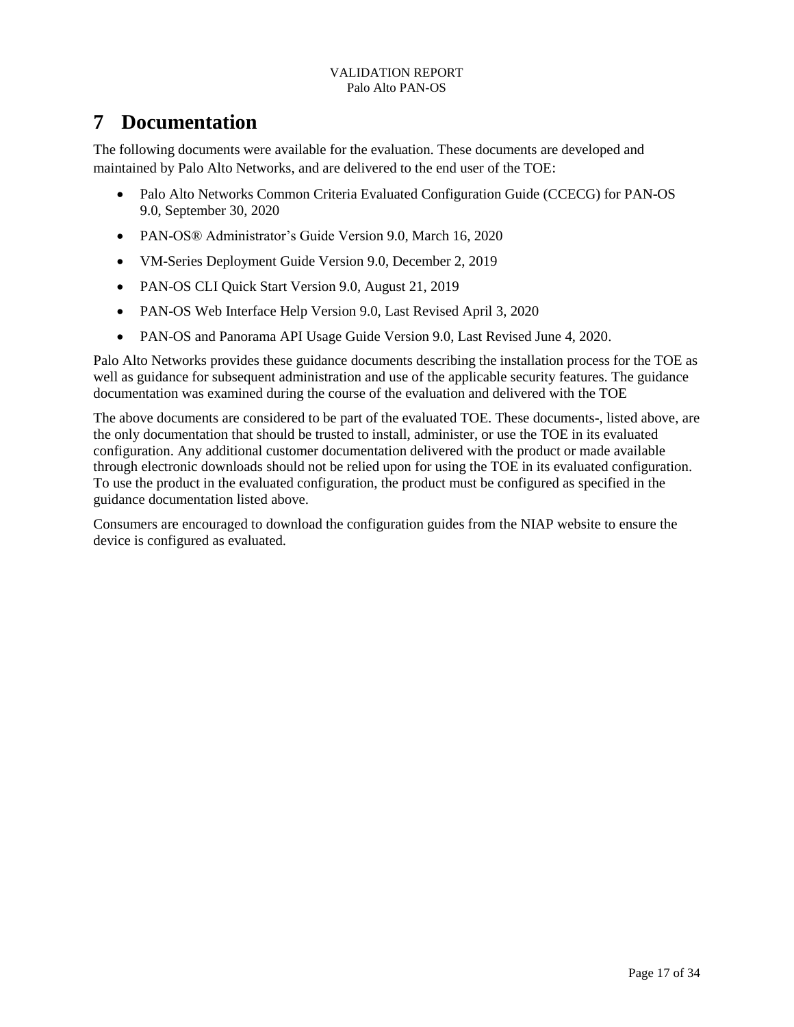# 7 Documentation

The following documents were available for the evaluation. These documents are developed and maintained by Palo Alto Networks, and are delivered to the end user of the TOE:

- Palo Alto Networks Common Criteria Evaluated Configuration Guide (CCECG) for PAN-OS 9.0, September 30, 2020
- PAN-OS® Administrator's Guide Version 9.0, March 16, 2020
- VM-Series Deployment Guide Version 9.0, December 2, 2019
- PAN-OS CLI Quick Start Version 9.0, August 21, 2019
- PAN-OS Web Interface Help Version 9.0, Last Revised April 3, 2020
- PAN-OS and Panorama API Usage Guide Version 9.0, Last Revised June 4, 2020.

Palo Alto Networks provides these guidance documents describing the installation process for the TOE as well as guidance for subsequent administration and use of the applicable security features. The guidance documentation was examined during the course of the evaluation and delivered with the TOE

The above documents are considered to be part of the evaluated TOE. These documents-, listed above, are the only documentation that should be trusted to install, administer, or use the TOE in its evaluated configuration. Any additional customer documentation delivered with the product or made available through electronic downloads should not be relied upon for using the TOE in its evaluated configuration. To use the product in the evaluated configuration, the product must be configured as specified in the guidance documentation listed above.

Consumers are encouraged to download the configuration guides from the NIAP website to ensure the device is configured as evaluated.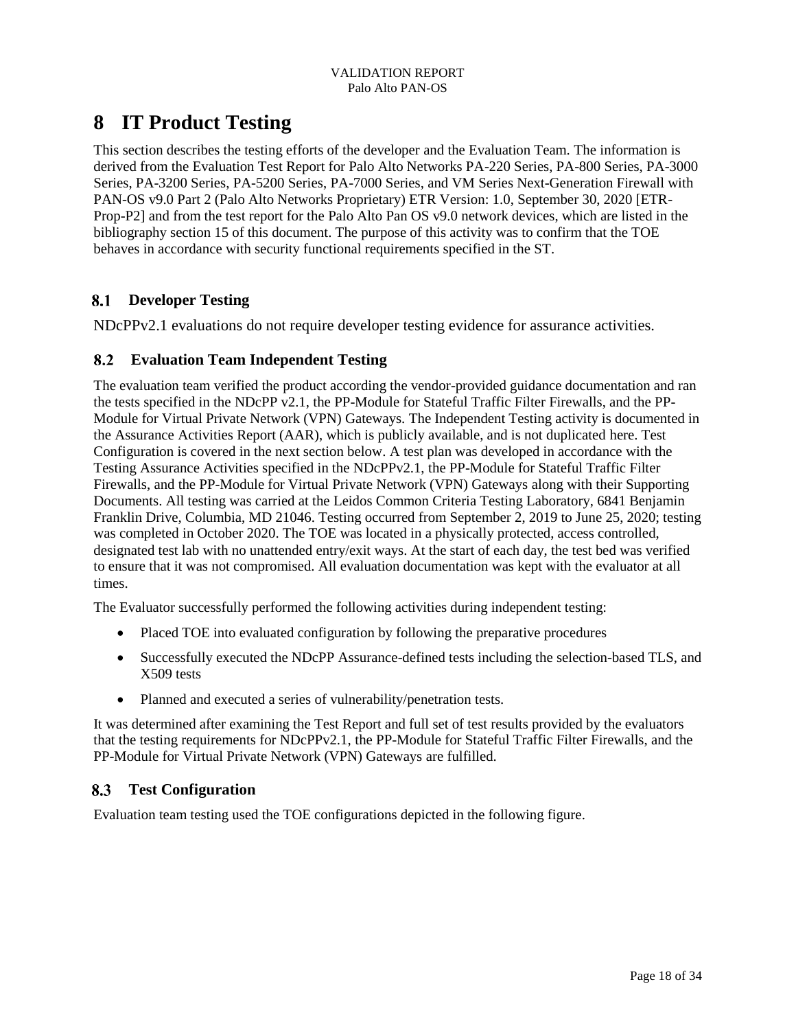# 8 IT Product Testing

This section describes the testing efforts of the developer and the Evaluation Team. The information is derived from the Evaluation Test Report for Palo Alto Networks PA-220 Series, PA-800 Series, PA-3000 Series, PA-3200 Series, PA-5200 Series, PA-7000 Series, and VM Series Next-Generation Firewall with PAN-OS v9.0 Part 2 (Palo Alto Networks Proprietary) ETR Version: 1.0, September 30, 2020 [ETR-Prop-P2] and from the test report for the Palo Alto Pan OS v9.0 network devices, which are listed in the bibliography section 15 of this document. The purpose of this activity was to confirm that the TOE behaves in accordance with security functional requirements specified in the ST.

## 8.1 Developer Testing

NDcPPv2.1 evaluations do not require developer testing evidence for assurance activities.

## 8.2 Evaluation Team Independent Testing

The evaluation team verified the product according the vendor-provided guidance documentation and ran the tests specified in the NDcPP v2.1, the PP-Module for Stateful Traffic Filter Firewalls, and the PP-Module for Virtual Private Network (VPN) Gateways. The Independent Testing activity is documented in the Assurance Activities Report (AAR), which is publicly available, and is not duplicated here. Test Configuration is covered in the next section below. A test plan was developed in accordance with the Testing Assurance Activities specified in the NDcPPv2.1, the PP-Module for Stateful Traffic Filter Firewalls, and the PP-Module for Virtual Private Network (VPN) Gateways along with their Supporting Documents. All testing was carried at the Leidos Common Criteria Testing Laboratory, 6841 Benjamin Franklin Drive, Columbia, MD 21046. Testing occurred from September 2, 2019 to June 25, 2020; testing was completed in October 2020. The TOE was located in a physically protected, access controlled, designated test lab with no unattended entry/exit ways. At the start of each day, the test bed was verified to ensure that it was not compromised. All evaluation documentation was kept with the evaluator at all times.

The Evaluator successfully performed the following activities during independent testing:

- Placed TOE into evaluated configuration by following the preparative procedures
- Successfully executed the NDcPP Assurance-defined tests including the selection-based TLS, and X509 tests
- Planned and executed a series of vulnerability/penetration tests.

It was determined after examining the Test Report and full set of test results provided by the evaluators that the testing requirements for NDcPPv2.1, the PP-Module for Stateful Traffic Filter Firewalls, and the PP-Module for Virtual Private Network (VPN) Gateways are fulfilled.

## 8.3 Test Configuration

Evaluation team testing used the TOE configurations depicted in the following figure.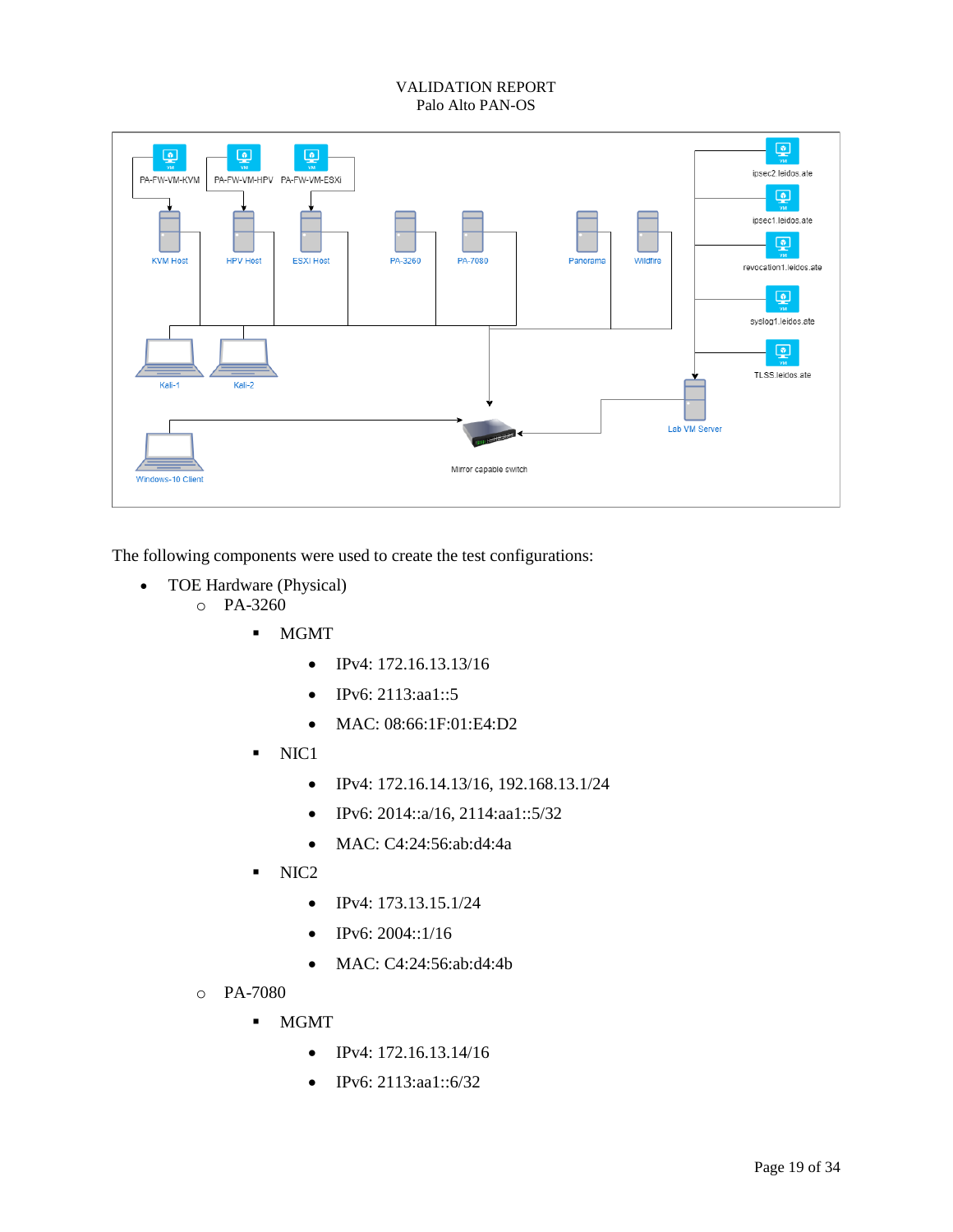The following components were used to create the test configurations:

- TOE Hardware (Physical)
  - PA-3260
    - MGMT
      - IPv4: 172.16.13.13/16
      - IPv6: 2113:aa1::5
      - MAC: 08:66:1F:01:E4:D2
    - NIC1
      - IPv4: 172.16.14.13/16, 192.168.13.1/24
      - IPv6: 2014::a/16, 2114:aa1::5/32
      - MAC: C4:24:56:ab:d4:4a
    - NIC2
      - IPv4: 173.13.15.1/24
      - IPv6: 2004::1/16
      - MAC: C4:24:56:ab:d4:4b
  - PA-7080
    - MGMT
      - IPv4: 172.16.13.14/16
      - IPv6: 2113:aa1::6/32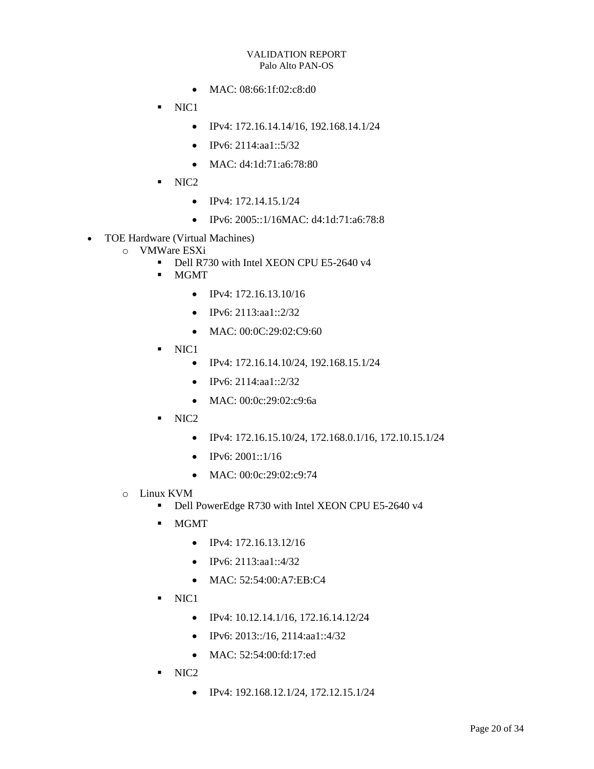- MAC: 08:66:1f:02:c8:d0
    - NIC1
        - IPv4: 172.16.14.14/16, 192.168.14.1/24
        - IPv6: 2114:aa1::5/32
        - MAC: d4:1d:71:a6:78:80
    - NIC2
        - IPv4: 172.14.15.1/24
        - IPv6: 2005::1/16MAC: d4:1d:71:a6:78:8

- TOE Hardware (Virtual Machines)
  - VMWare ESXi
    - Dell R730 with Intel XEON CPU E5-2640 v4
    - MGMT
        - IPv4: 172.16.13.10/16
        - IPv6: 2113:aa1::2/32
        - MAC: 00:0C:29:02:C9:60
    - NIC1
        - IPv4: 172.16.14.10/24, 192.168.15.1/24
        - IPv6: 2114:aa1::2/32
        - MAC: 00:0c:29:02:c9:6a
    - NIC2
        - IPv4: 172.16.15.10/24, 172.168.0.1/16, 172.10.15.1/24
        - IPv6: 2001::1/16
        - MAC: 00:0c:29:02:c9:74
  - Linux KVM
    - Dell PowerEdge R730 with Intel XEON CPU E5-2640 v4
    - MGMT
        - IPv4: 172.16.13.12/16
        - IPv6: 2113:aa1::4/32
        - MAC: 52:54:00:A7:EB:C4
    - NIC1
        - IPv4: 10.12.14.1/16, 172.16.14.12/24
        - IPv6: 2013::/16, 2114:aa1::4/32
        - MAC: 52:54:00:fd:17:ed
    - NIC2
        - IPv4: 192.168.12.1/24, 172.12.15.1/24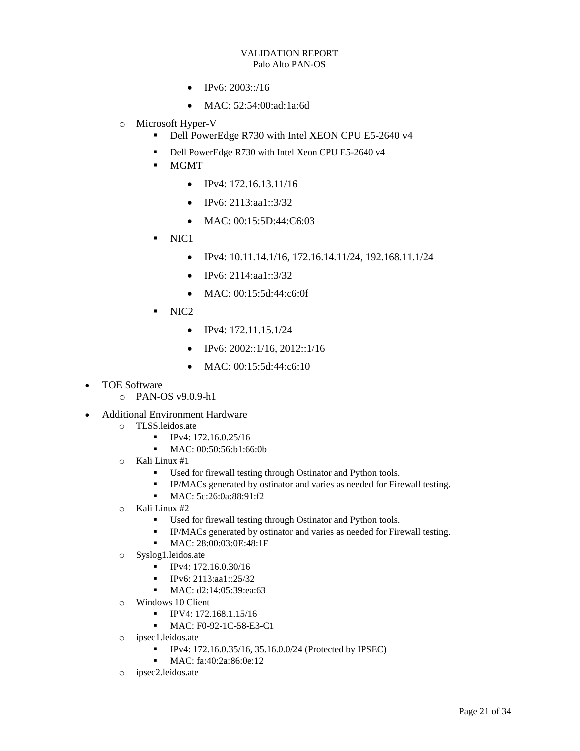- IPv6: 2003::/16
                - MAC: 52:54:00:ad:1a:6d
    - Microsoft Hyper-V
        - Dell PowerEdge R730 with Intel XEON CPU E5-2640 v4
        - Dell PowerEdge R730 with Intel Xeon CPU E5-2640 v4
        - MGMT
            - IPv4: 172.16.13.11/16
            - IPv6: 2113:aa1::3/32
            - MAC: 00:15:5D:44:C6:03
        - NIC1
            - IPv4: 10.11.14.1/16, 172.16.14.11/24, 192.168.11.1/24
            - IPv6: 2114:aa1::3/32
            - MAC: 00:15:5d:44:c6:0f
        - NIC2
            - IPv4: 172.11.15.1/24
            - IPv6: 2002::1/16, 2012::1/16
            - MAC: 00:15:5d:44:c6:10
- TOE Software
    - PAN-OS v9.0.9-h1
- Additional Environment Hardware
    - TLSS.leidos.ate
        - IPv4: 172.16.0.25/16
        - MAC: 00:50:56:b1:66:0b
    - Kali Linux #1
        - Used for firewall testing through Ostinator and Python tools.
        - IP/MACs generated by ostinator and varies as needed for Firewall testing.
        - MAC: 5c:26:0a:88:91:f2
    - Kali Linux #2
        - Used for firewall testing through Ostinator and Python tools.
        - IP/MACs generated by ostinator and varies as needed for Firewall testing.
        - MAC: 28:00:03:0E:48:1F
    - Syslog1.leidos.ate
        - IPv4: 172.16.0.30/16
        - IPv6: 2113:aa1::25/32
        - MAC: d2:14:05:39:ea:63
    - Windows 10 Client
        - IPV4: 172.168.1.15/16
        - MAC: F0-92-1C-58-E3-C1
    - ipsec1.leidos.ate
        - IPv4: 172.16.0.35/16, 35.16.0.0/24 (Protected by IPSEC)
        - MAC: fa:40:2a:86:0e:12
    - ipsec2.leidos.ate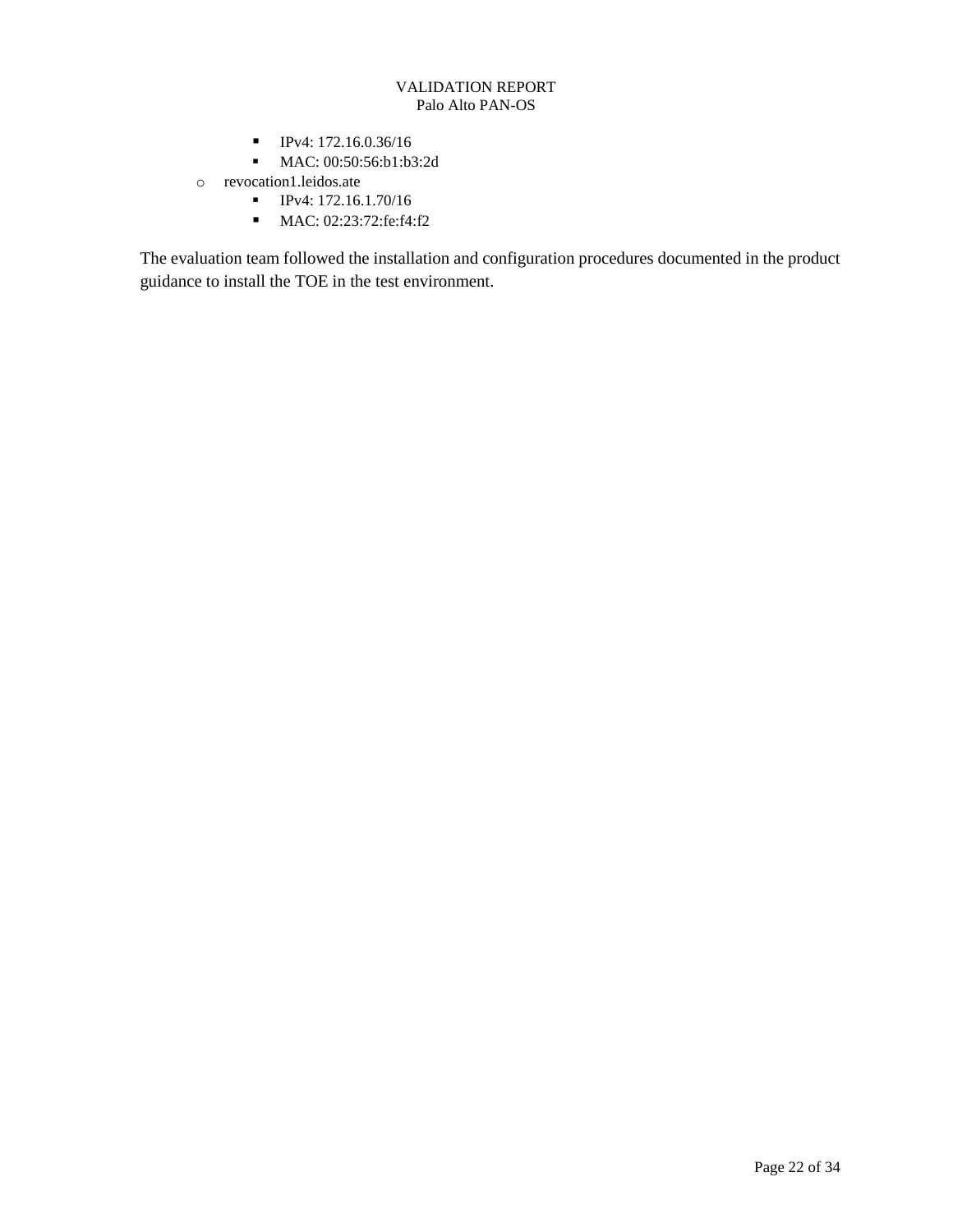- IPv4: 172.16.0.36/16
    - MAC: 00:50:56:b1:b3:2d
  - revocation1.leidos.ate
    - IPv4: 172.16.1.70/16
    - MAC: 02:23:72:fe:f4:f2

The evaluation team followed the installation and configuration procedures documented in the product guidance to install the TOE in the test environment.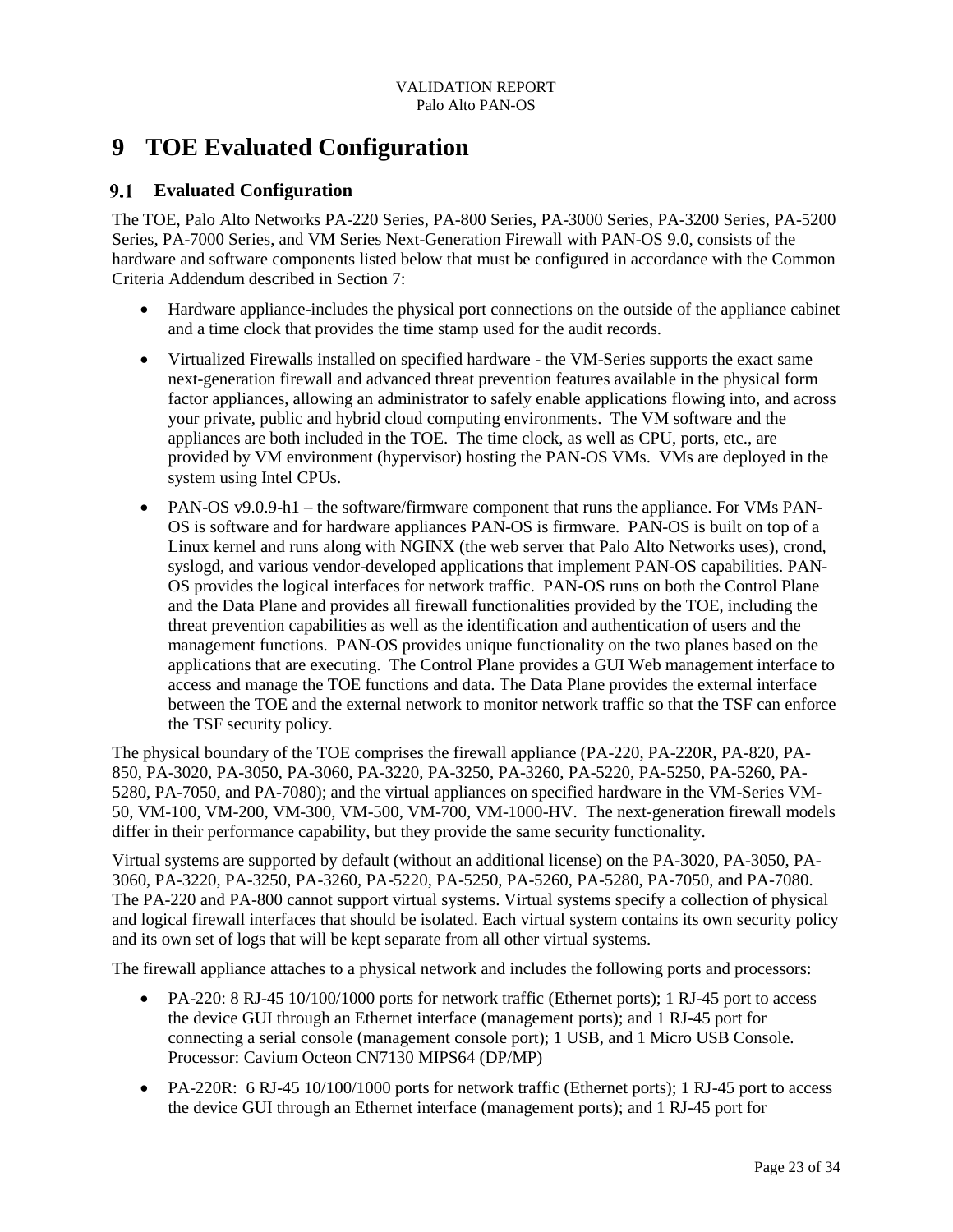# 9 TOE Evaluated Configuration

## 9.1 Evaluated Configuration

The TOE, Palo Alto Networks PA-220 Series, PA-800 Series, PA-3000 Series, PA-3200 Series, PA-5200 Series, PA-7000 Series, and VM Series Next-Generation Firewall with PAN-OS 9.0, consists of the hardware and software components listed below that must be configured in accordance with the Common Criteria Addendum described in Section 7:

- Hardware appliance-includes the physical port connections on the outside of the appliance cabinet and a time clock that provides the time stamp used for the audit records.
- Virtualized Firewalls installed on specified hardware - the VM-Series supports the exact same next-generation firewall and advanced threat prevention features available in the physical form factor appliances, allowing an administrator to safely enable applications flowing into, and across your private, public and hybrid cloud computing environments. The VM software and the appliances are both included in the TOE. The time clock, as well as CPU, ports, etc., are provided by VM environment (hypervisor) hosting the PAN-OS VMs. VMs are deployed in the system using Intel CPUs.
- PAN-OS v9.0.9-h1 – the software/firmware component that runs the appliance. For VMs PAN-OS is software and for hardware appliances PAN-OS is firmware. PAN-OS is built on top of a Linux kernel and runs along with NGINX (the web server that Palo Alto Networks uses), crond, syslogd, and various vendor-developed applications that implement PAN-OS capabilities. PAN-OS provides the logical interfaces for network traffic. PAN-OS runs on both the Control Plane and the Data Plane and provides all firewall functionalities provided by the TOE, including the threat prevention capabilities as well as the identification and authentication of users and the management functions. PAN-OS provides unique functionality on the two planes based on the applications that are executing. The Control Plane provides a GUI Web management interface to access and manage the TOE functions and data. The Data Plane provides the external interface between the TOE and the external network to monitor network traffic so that the TSF can enforce the TSF security policy.

The physical boundary of the TOE comprises the firewall appliance (PA-220, PA-220R, PA-820, PA-850, PA-3020, PA-3050, PA-3060, PA-3220, PA-3250, PA-3260, PA-5220, PA-5250, PA-5260, PA-5280, PA-7050, and PA-7080); and the virtual appliances on specified hardware in the VM-Series VM-50, VM-100, VM-200, VM-300, VM-500, VM-700, VM-1000-HV. The next-generation firewall models differ in their performance capability, but they provide the same security functionality.

Virtual systems are supported by default (without an additional license) on the PA-3020, PA-3050, PA-3060, PA-3220, PA-3250, PA-3260, PA-5220, PA-5250, PA-5260, PA-5280, PA-7050, and PA-7080. The PA-220 and PA-800 cannot support virtual systems. Virtual systems specify a collection of physical and logical firewall interfaces that should be isolated. Each virtual system contains its own security policy and its own set of logs that will be kept separate from all other virtual systems.

The firewall appliance attaches to a physical network and includes the following ports and processors:

- PA-220: 8 RJ-45 10/100/1000 ports for network traffic (Ethernet ports); 1 RJ-45 port to access the device GUI through an Ethernet interface (management ports); and 1 RJ-45 port for connecting a serial console (management console port); 1 USB, and 1 Micro USB Console. Processor: Cavium Octeon CN7130 MIPS64 (DP/MP)
- PA-220R: 6 RJ-45 10/100/1000 ports for network traffic (Ethernet ports); 1 RJ-45 port to access the device GUI through an Ethernet interface (management ports); and 1 RJ-45 port for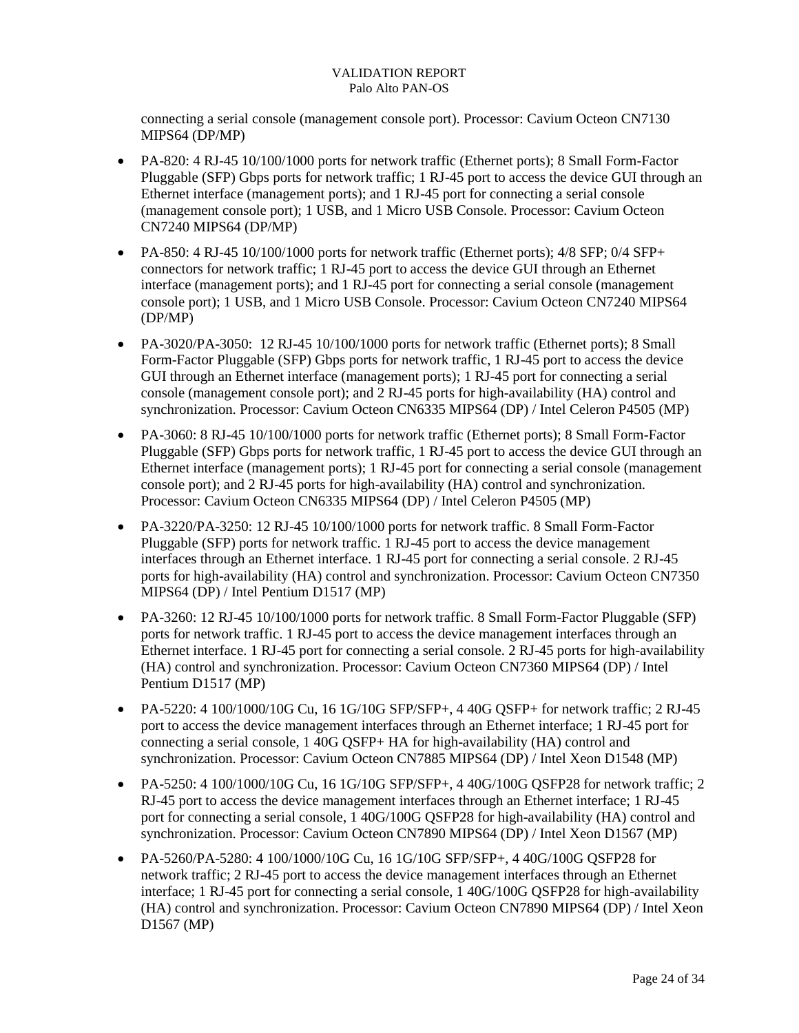connecting a serial console (management console port). Processor: Cavium Octeon CN7130 MIPS64 (DP/MP)

- PA-820: 4 RJ-45 10/100/1000 ports for network traffic (Ethernet ports); 8 Small Form-Factor Pluggable (SFP) Gbps ports for network traffic; 1 RJ-45 port to access the device GUI through an Ethernet interface (management ports); and 1 RJ-45 port for connecting a serial console (management console port); 1 USB, and 1 Micro USB Console. Processor: Cavium Octeon CN7240 MIPS64 (DP/MP)
- PA-850: 4 RJ-45 10/100/1000 ports for network traffic (Ethernet ports); 4/8 SFP; 0/4 SFP+ connectors for network traffic; 1 RJ-45 port to access the device GUI through an Ethernet interface (management ports); and 1 RJ-45 port for connecting a serial console (management console port); 1 USB, and 1 Micro USB Console. Processor: Cavium Octeon CN7240 MIPS64 (DP/MP)
- PA-3020/PA-3050: 12 RJ-45 10/100/1000 ports for network traffic (Ethernet ports); 8 Small Form-Factor Pluggable (SFP) Gbps ports for network traffic, 1 RJ-45 port to access the device GUI through an Ethernet interface (management ports); 1 RJ-45 port for connecting a serial console (management console port); and 2 RJ-45 ports for high-availability (HA) control and synchronization. Processor: Cavium Octeon CN6335 MIPS64 (DP) / Intel Celeron P4505 (MP)
- PA-3060: 8 RJ-45 10/100/1000 ports for network traffic (Ethernet ports); 8 Small Form-Factor Pluggable (SFP) Gbps ports for network traffic, 1 RJ-45 port to access the device GUI through an Ethernet interface (management ports); 1 RJ-45 port for connecting a serial console (management console port); and 2 RJ-45 ports for high-availability (HA) control and synchronization. Processor: Cavium Octeon CN6335 MIPS64 (DP) / Intel Celeron P4505 (MP)
- PA-3220/PA-3250: 12 RJ-45 10/100/1000 ports for network traffic. 8 Small Form-Factor Pluggable (SFP) ports for network traffic. 1 RJ-45 port to access the device management interfaces through an Ethernet interface. 1 RJ-45 port for connecting a serial console. 2 RJ-45 ports for high-availability (HA) control and synchronization. Processor: Cavium Octeon CN7350 MIPS64 (DP) / Intel Pentium D1517 (MP)
- PA-3260: 12 RJ-45 10/100/1000 ports for network traffic. 8 Small Form-Factor Pluggable (SFP) ports for network traffic. 1 RJ-45 port to access the device management interfaces through an Ethernet interface. 1 RJ-45 port for connecting a serial console. 2 RJ-45 ports for high-availability (HA) control and synchronization. Processor: Cavium Octeon CN7360 MIPS64 (DP) / Intel Pentium D1517 (MP)
- PA-5220: 4 100/1000/10G Cu, 16 1G/10G SFP/SFP+, 4 40G QSFP+ for network traffic; 2 RJ-45 port to access the device management interfaces through an Ethernet interface; 1 RJ-45 port for connecting a serial console, 1 40G QSFP+ HA for high-availability (HA) control and synchronization. Processor: Cavium Octeon CN7885 MIPS64 (DP) / Intel Xeon D1548 (MP)
- PA-5250: 4 100/1000/10G Cu, 16 1G/10G SFP/SFP+, 4 40G/100G QSFP28 for network traffic; 2 RJ-45 port to access the device management interfaces through an Ethernet interface; 1 RJ-45 port for connecting a serial console, 1 40G/100G QSFP28 for high-availability (HA) control and synchronization. Processor: Cavium Octeon CN7890 MIPS64 (DP) / Intel Xeon D1567 (MP)
- PA-5260/PA-5280: 4 100/1000/10G Cu, 16 1G/10G SFP/SFP+, 4 40G/100G QSFP28 for network traffic; 2 RJ-45 port to access the device management interfaces through an Ethernet interface; 1 RJ-45 port for connecting a serial console, 1 40G/100G QSFP28 for high-availability (HA) control and synchronization. Processor: Cavium Octeon CN7890 MIPS64 (DP) / Intel Xeon D1567 (MP)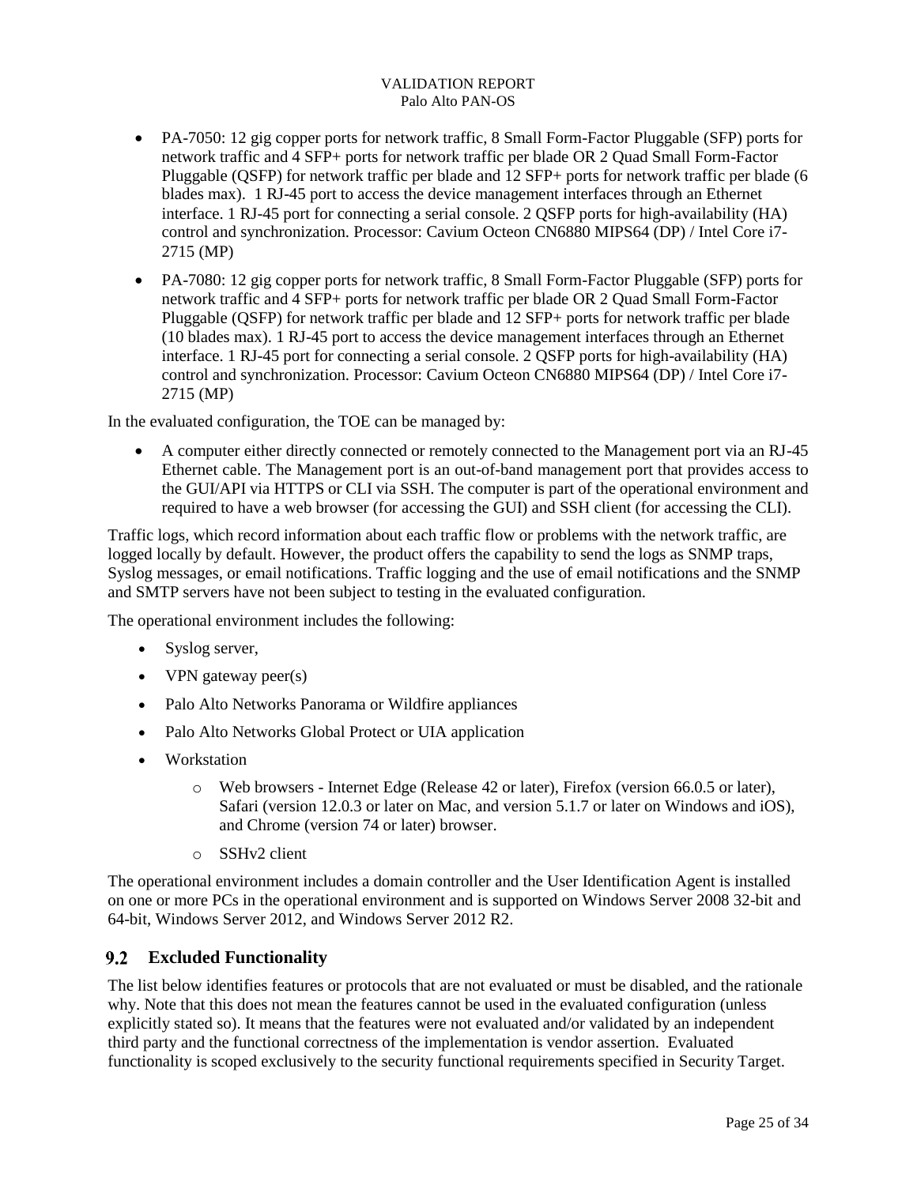- PA-7050: 12 gig copper ports for network traffic, 8 Small Form-Factor Pluggable (SFP) ports for network traffic and 4 SFP+ ports for network traffic per blade OR 2 Quad Small Form-Factor Pluggable (QSFP) for network traffic per blade and 12 SFP+ ports for network traffic per blade (6 blades max). 1 RJ-45 port to access the device management interfaces through an Ethernet interface. 1 RJ-45 port for connecting a serial console. 2 QSFP ports for high-availability (HA) control and synchronization. Processor: Cavium Octeon CN6880 MIPS64 (DP) / Intel Core i7-2715 (MP)
- PA-7080: 12 gig copper ports for network traffic, 8 Small Form-Factor Pluggable (SFP) ports for network traffic and 4 SFP+ ports for network traffic per blade OR 2 Quad Small Form-Factor Pluggable (QSFP) for network traffic per blade and 12 SFP+ ports for network traffic per blade (10 blades max). 1 RJ-45 port to access the device management interfaces through an Ethernet interface. 1 RJ-45 port for connecting a serial console. 2 QSFP ports for high-availability (HA) control and synchronization. Processor: Cavium Octeon CN6880 MIPS64 (DP) / Intel Core i7-2715 (MP)

In the evaluated configuration, the TOE can be managed by:

- A computer either directly connected or remotely connected to the Management port via an RJ-45 Ethernet cable. The Management port is an out-of-band management port that provides access to the GUI/API via HTTPS or CLI via SSH. The computer is part of the operational environment and required to have a web browser (for accessing the GUI) and SSH client (for accessing the CLI).

Traffic logs, which record information about each traffic flow or problems with the network traffic, are logged locally by default. However, the product offers the capability to send the logs as SNMP traps, Syslog messages, or email notifications. Traffic logging and the use of email notifications and the SNMP and SMTP servers have not been subject to testing in the evaluated configuration.

The operational environment includes the following:

- Syslog server,
- VPN gateway peer(s)
- Palo Alto Networks Panorama or Wildfire appliances
- Palo Alto Networks Global Protect or UIA application
- Workstation
  - Web browsers - Internet Edge (Release 42 or later), Firefox (version 66.0.5 or later), Safari (version 12.0.3 or later on Mac, and version 5.1.7 or later on Windows and iOS), and Chrome (version 74 or later) browser.
  - SSHv2 client

The operational environment includes a domain controller and the User Identification Agent is installed on one or more PCs in the operational environment and is supported on Windows Server 2008 32-bit and 64-bit, Windows Server 2012, and Windows Server 2012 R2.

## 9.2 Excluded Functionality

The list below identifies features or protocols that are not evaluated or must be disabled, and the rationale why. Note that this does not mean the features cannot be used in the evaluated configuration (unless explicitly stated so). It means that the features were not evaluated and/or validated by an independent third party and the functional correctness of the implementation is vendor assertion. Evaluated functionality is scoped exclusively to the security functional requirements specified in Security Target.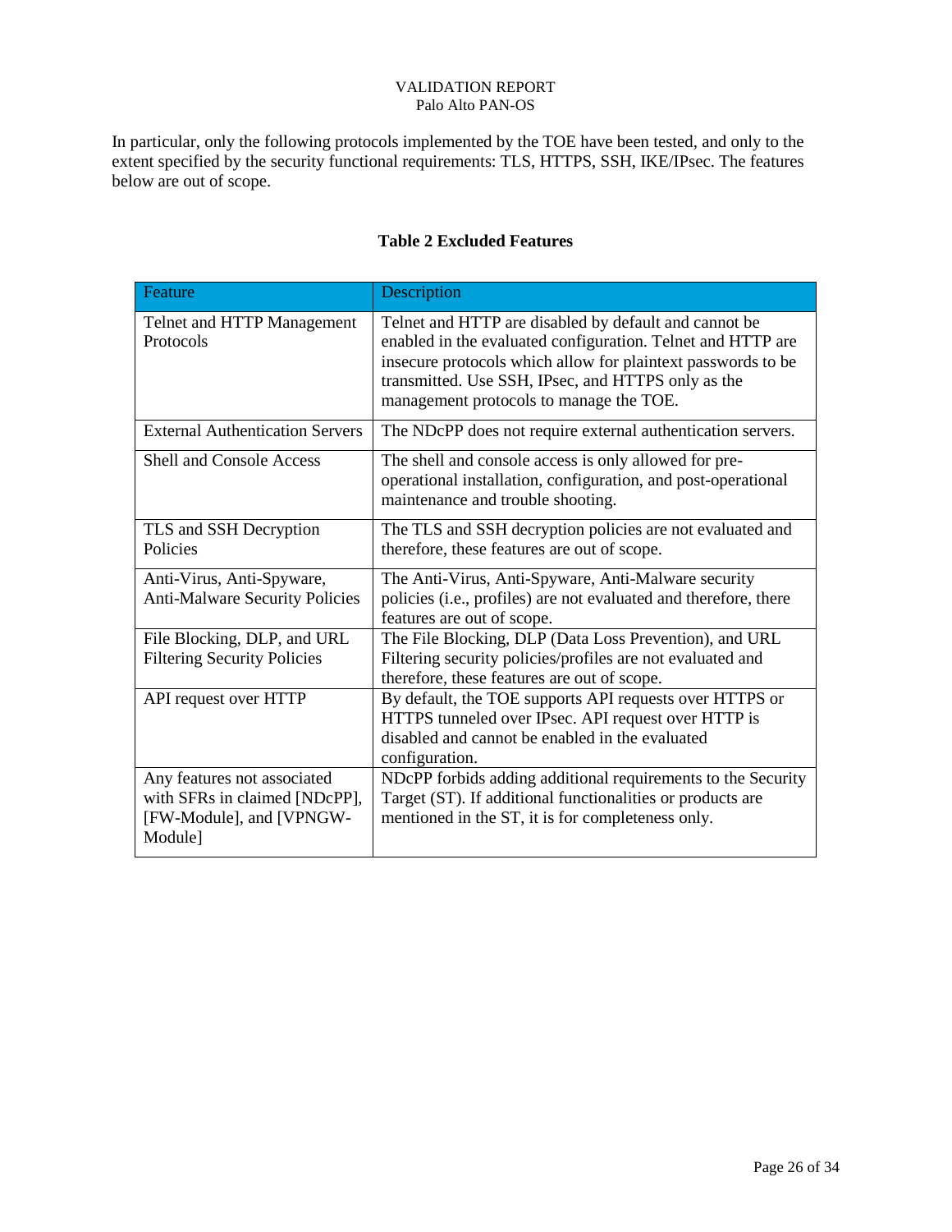In particular, only the following protocols implemented by the TOE have been tested, and only to the extent specified by the security functional requirements: TLS, HTTPS, SSH, IKE/IPsec. The features below are out of scope.

**Table 2 Excluded Features**

| Feature | Description |
|---|---|
| Telnet and HTTP Management Protocols | Telnet and HTTP are disabled by default and cannot be enabled in the evaluated configuration. Telnet and HTTP are insecure protocols which allow for plaintext passwords to be transmitted. Use SSH, IPsec, and HTTPS only as the management protocols to manage the TOE. |
| External Authentication Servers | The NDcPP does not require external authentication servers. |
| Shell and Console Access | The shell and console access is only allowed for pre-operational installation, configuration, and post-operational maintenance and trouble shooting. |
| TLS and SSH Decryption Policies | The TLS and SSH decryption policies are not evaluated and therefore, these features are out of scope. |
| Anti-Virus, Anti-Spyware, Anti-Malware Security Policies | The Anti-Virus, Anti-Spyware, Anti-Malware security policies (i.e., profiles) are not evaluated and therefore, there features are out of scope. |
| File Blocking, DLP, and URL Filtering Security Policies | The File Blocking, DLP (Data Loss Prevention), and URL Filtering security policies/profiles are not evaluated and therefore, these features are out of scope. |
| API request over HTTP | By default, the TOE supports API requests over HTTPS or HTTPS tunneled over IPsec. API request over HTTP is disabled and cannot be enabled in the evaluated configuration. |
| Any features not associated with SFRs in claimed [NDcPP], [FW-Module], and [VPNGW-Module] | NDcPP forbids adding additional requirements to the Security Target (ST). If additional functionalities or products are mentioned in the ST, it is for completeness only. |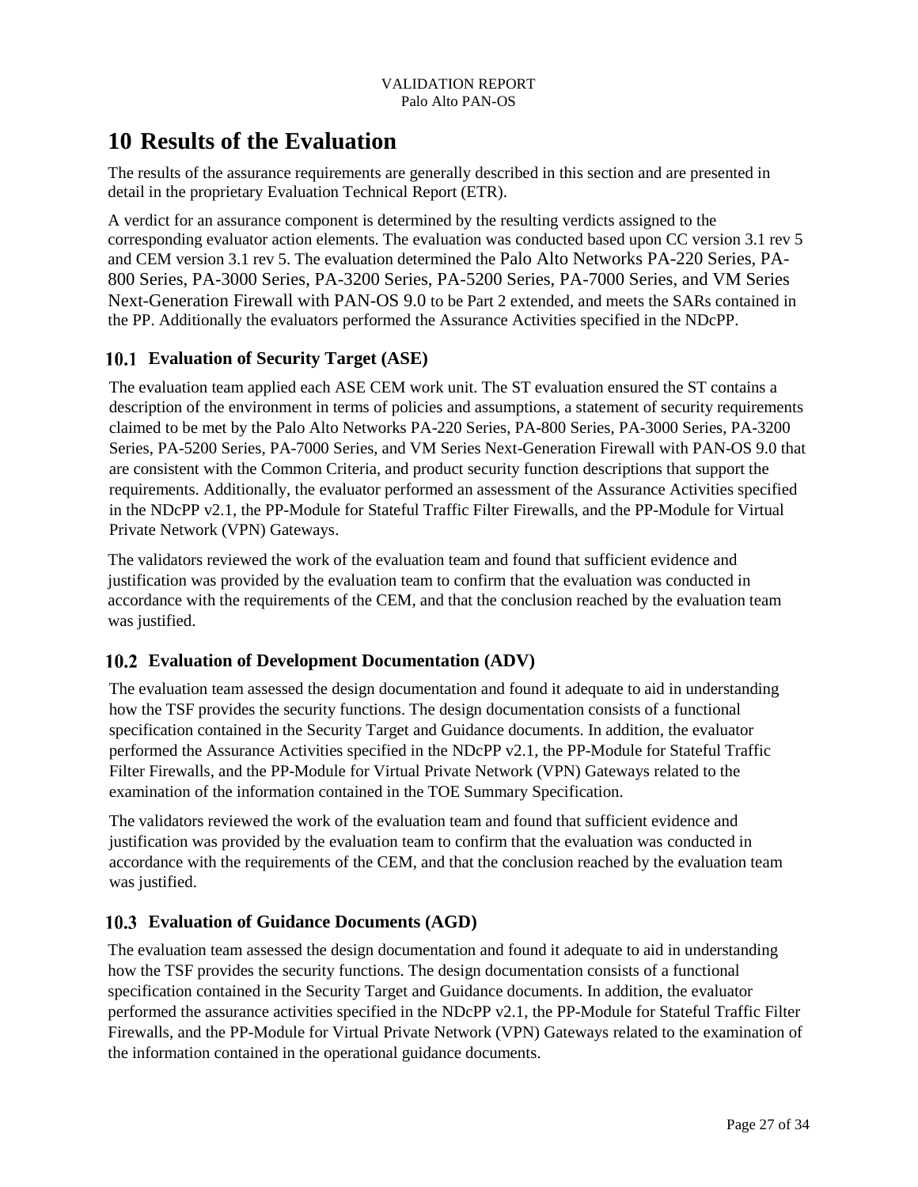# 10 Results of the Evaluation

The results of the assurance requirements are generally described in this section and are presented in detail in the proprietary Evaluation Technical Report (ETR).

A verdict for an assurance component is determined by the resulting verdicts assigned to the corresponding evaluator action elements. The evaluation was conducted based upon CC version 3.1 rev 5 and CEM version 3.1 rev 5. The evaluation determined the Palo Alto Networks PA-220 Series, PA-800 Series, PA-3000 Series, PA-3200 Series, PA-5200 Series, PA-7000 Series, and VM Series Next-Generation Firewall with PAN-OS 9.0 to be Part 2 extended, and meets the SARs contained in the PP. Additionally the evaluators performed the Assurance Activities specified in the NDcPP.

## 10.1 Evaluation of Security Target (ASE)

The evaluation team applied each ASE CEM work unit. The ST evaluation ensured the ST contains a description of the environment in terms of policies and assumptions, a statement of security requirements claimed to be met by the Palo Alto Networks PA-220 Series, PA-800 Series, PA-3000 Series, PA-3200 Series, PA-5200 Series, PA-7000 Series, and VM Series Next-Generation Firewall with PAN-OS 9.0 that are consistent with the Common Criteria, and product security function descriptions that support the requirements. Additionally, the evaluator performed an assessment of the Assurance Activities specified in the NDcPP v2.1, the PP-Module for Stateful Traffic Filter Firewalls, and the PP-Module for Virtual Private Network (VPN) Gateways.

The validators reviewed the work of the evaluation team and found that sufficient evidence and justification was provided by the evaluation team to confirm that the evaluation was conducted in accordance with the requirements of the CEM, and that the conclusion reached by the evaluation team was justified.

## 10.2 Evaluation of Development Documentation (ADV)

The evaluation team assessed the design documentation and found it adequate to aid in understanding how the TSF provides the security functions. The design documentation consists of a functional specification contained in the Security Target and Guidance documents. In addition, the evaluator performed the Assurance Activities specified in the NDcPP v2.1, the PP-Module for Stateful Traffic Filter Firewalls, and the PP-Module for Virtual Private Network (VPN) Gateways related to the examination of the information contained in the TOE Summary Specification.

The validators reviewed the work of the evaluation team and found that sufficient evidence and justification was provided by the evaluation team to confirm that the evaluation was conducted in accordance with the requirements of the CEM, and that the conclusion reached by the evaluation team was justified.

## 10.3 Evaluation of Guidance Documents (AGD)

The evaluation team assessed the design documentation and found it adequate to aid in understanding how the TSF provides the security functions. The design documentation consists of a functional specification contained in the Security Target and Guidance documents. In addition, the evaluator performed the assurance activities specified in the NDcPP v2.1, the PP-Module for Stateful Traffic Filter Firewalls, and the PP-Module for Virtual Private Network (VPN) Gateways related to the examination of the information contained in the operational guidance documents.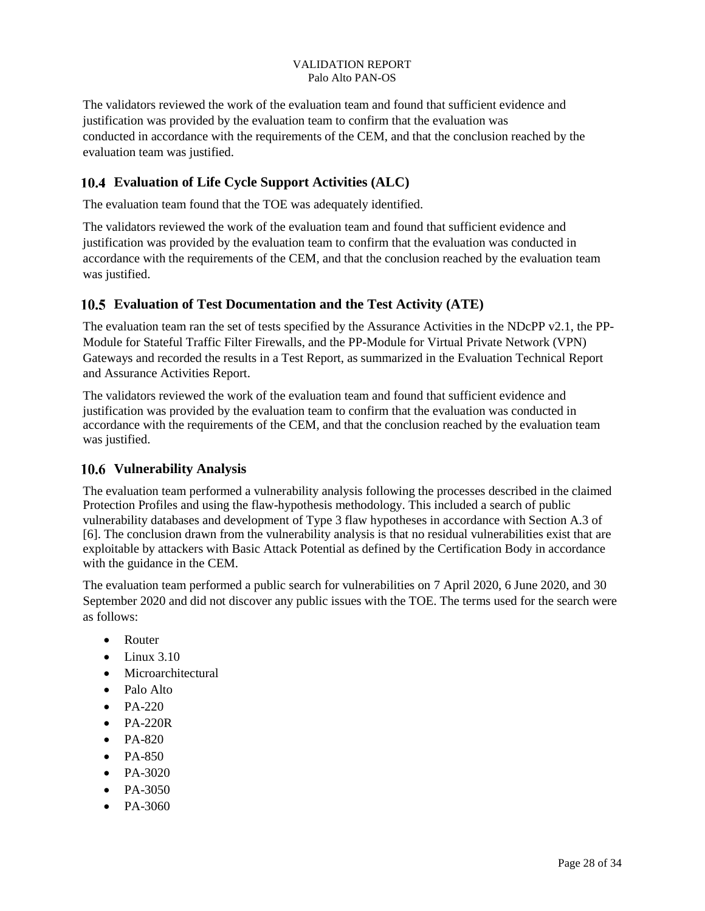The validators reviewed the work of the evaluation team and found that sufficient evidence and justification was provided by the evaluation team to confirm that the evaluation was conducted in accordance with the requirements of the CEM, and that the conclusion reached by the evaluation team was justified.

## 10.4 Evaluation of Life Cycle Support Activities (ALC)

The evaluation team found that the TOE was adequately identified.

The validators reviewed the work of the evaluation team and found that sufficient evidence and justification was provided by the evaluation team to confirm that the evaluation was conducted in accordance with the requirements of the CEM, and that the conclusion reached by the evaluation team was justified.

## 10.5 Evaluation of Test Documentation and the Test Activity (ATE)

The evaluation team ran the set of tests specified by the Assurance Activities in the NDcPP v2.1, the PP-Module for Stateful Traffic Filter Firewalls, and the PP-Module for Virtual Private Network (VPN) Gateways and recorded the results in a Test Report, as summarized in the Evaluation Technical Report and Assurance Activities Report.

The validators reviewed the work of the evaluation team and found that sufficient evidence and justification was provided by the evaluation team to confirm that the evaluation was conducted in accordance with the requirements of the CEM, and that the conclusion reached by the evaluation team was justified.

## 10.6 Vulnerability Analysis

The evaluation team performed a vulnerability analysis following the processes described in the claimed Protection Profiles and using the flaw-hypothesis methodology. This included a search of public vulnerability databases and development of Type 3 flaw hypotheses in accordance with Section A.3 of [6]. The conclusion drawn from the vulnerability analysis is that no residual vulnerabilities exist that are exploitable by attackers with Basic Attack Potential as defined by the Certification Body in accordance with the guidance in the CEM.

The evaluation team performed a public search for vulnerabilities on 7 April 2020, 6 June 2020, and 30 September 2020 and did not discover any public issues with the TOE. The terms used for the search were as follows:

- Router
- Linux 3.10
- Microarchitectural
- Palo Alto
- PA-220
- PA-220R
- PA-820
- PA-850
- PA-3020
- PA-3050
- PA-3060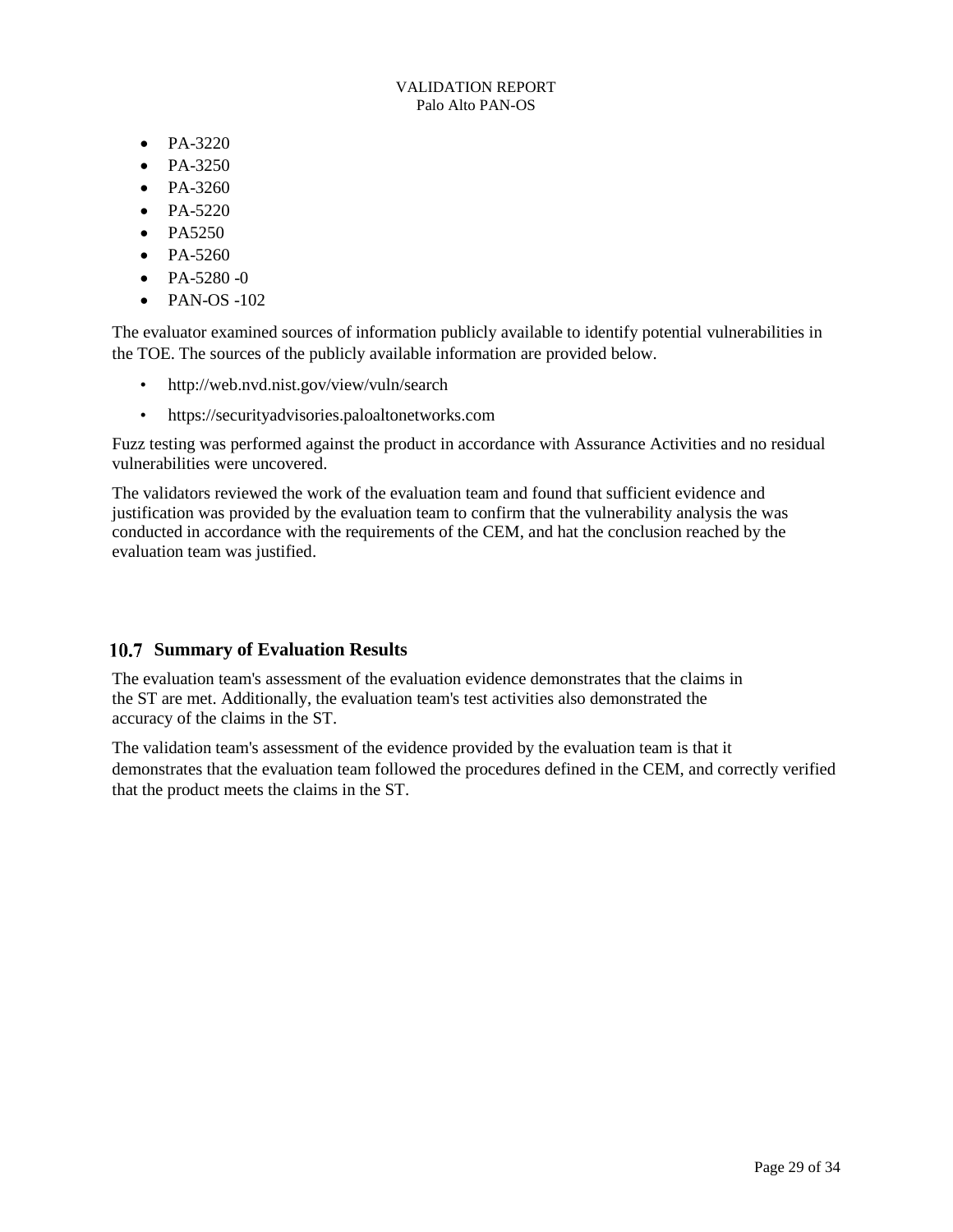- PA-3220
- PA-3250
- PA-3260
- PA-5220
- PA5250
- PA-5260
- PA-5280 -0
- PAN-OS -102

The evaluator examined sources of information publicly available to identify potential vulnerabilities in the TOE. The sources of the publicly available information are provided below.

- http://web.nvd.nist.gov/view/vuln/search
- https://securityadvisories.paloaltonetworks.com

Fuzz testing was performed against the product in accordance with Assurance Activities and no residual vulnerabilities were uncovered.

The validators reviewed the work of the evaluation team and found that sufficient evidence and justification was provided by the evaluation team to confirm that the vulnerability analysis the was conducted in accordance with the requirements of the CEM, and hat the conclusion reached by the evaluation team was justified.

## 10.7 Summary of Evaluation Results

The evaluation team's assessment of the evaluation evidence demonstrates that the claims in the ST are met. Additionally, the evaluation team's test activities also demonstrated the accuracy of the claims in the ST.

The validation team's assessment of the evidence provided by the evaluation team is that it demonstrates that the evaluation team followed the procedures defined in the CEM, and correctly verified that the product meets the claims in the ST.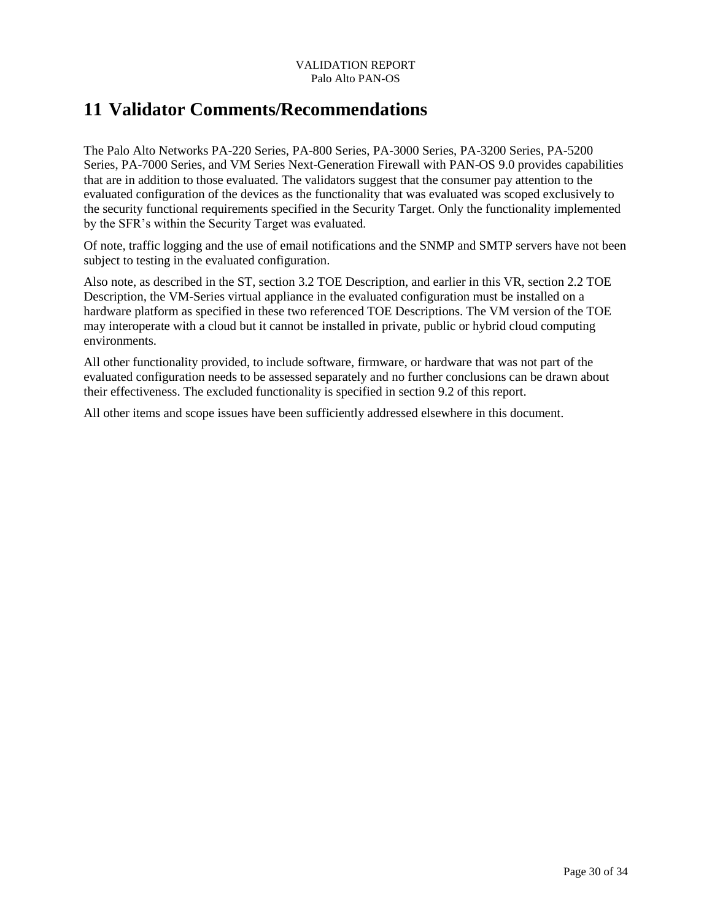# 11 Validator Comments/Recommendations

The Palo Alto Networks PA-220 Series, PA-800 Series, PA-3000 Series, PA-3200 Series, PA-5200 Series, PA-7000 Series, and VM Series Next-Generation Firewall with PAN-OS 9.0 provides capabilities that are in addition to those evaluated. The validators suggest that the consumer pay attention to the evaluated configuration of the devices as the functionality that was evaluated was scoped exclusively to the security functional requirements specified in the Security Target. Only the functionality implemented by the SFR's within the Security Target was evaluated.

Of note, traffic logging and the use of email notifications and the SNMP and SMTP servers have not been subject to testing in the evaluated configuration.

Also note, as described in the ST, section 3.2 TOE Description, and earlier in this VR, section 2.2 TOE Description, the VM-Series virtual appliance in the evaluated configuration must be installed on a hardware platform as specified in these two referenced TOE Descriptions. The VM version of the TOE may interoperate with a cloud but it cannot be installed in private, public or hybrid cloud computing environments.

All other functionality provided, to include software, firmware, or hardware that was not part of the evaluated configuration needs to be assessed separately and no further conclusions can be drawn about their effectiveness. The excluded functionality is specified in section 9.2 of this report.

All other items and scope issues have been sufficiently addressed elsewhere in this document.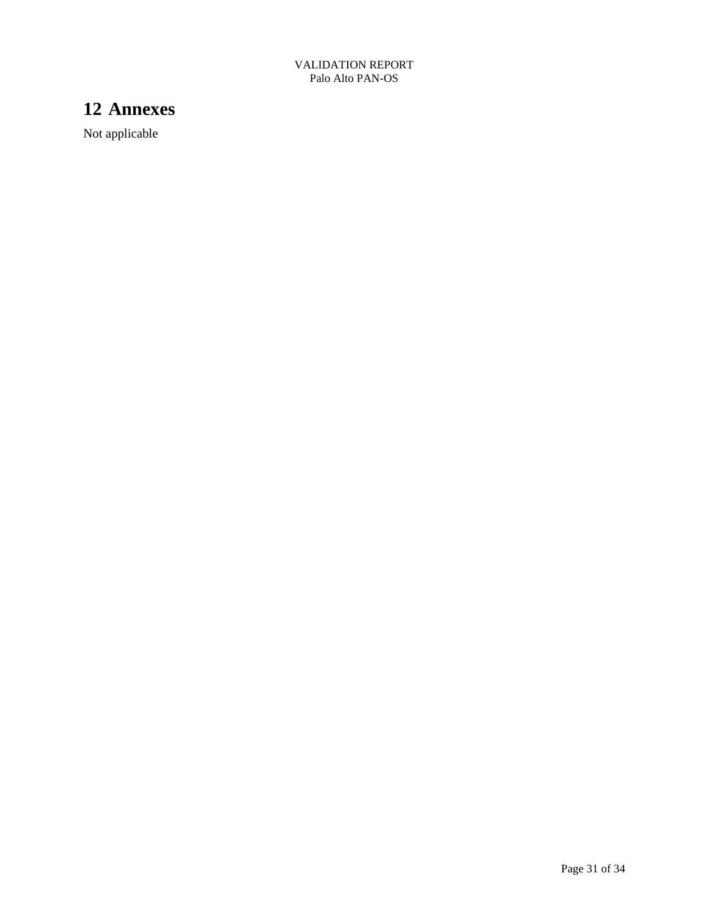# 12 Annexes

Not applicable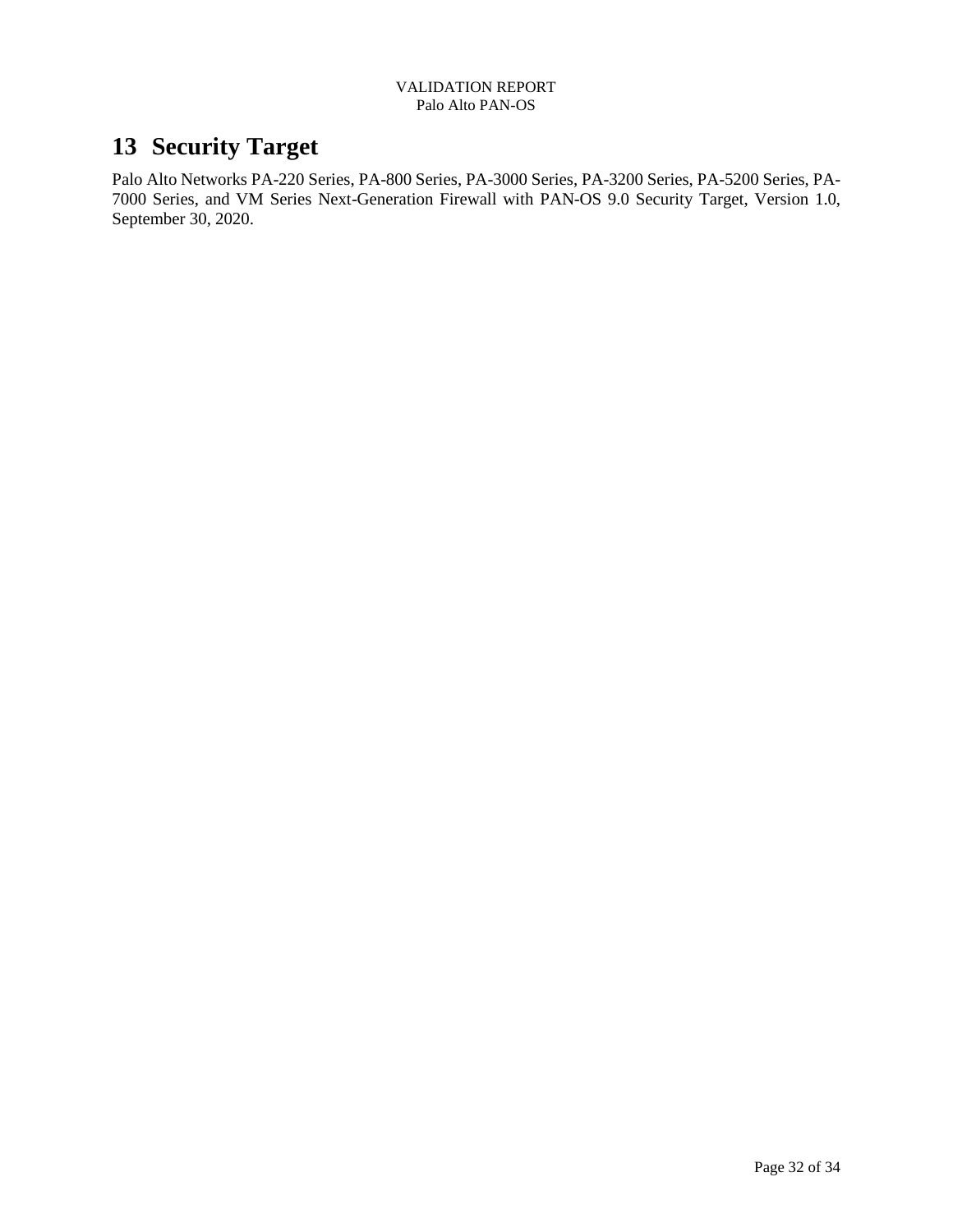# 13 Security Target

Palo Alto Networks PA-220 Series, PA-800 Series, PA-3000 Series, PA-3200 Series, PA-5200 Series, PA-7000 Series, and VM Series Next-Generation Firewall with PAN-OS 9.0 Security Target, Version 1.0, September 30, 2020.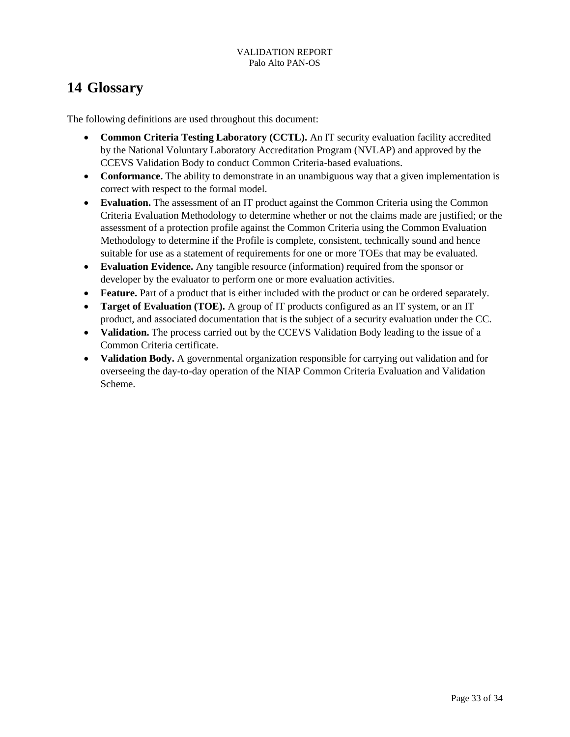# 14 Glossary

The following definitions are used throughout this document:

- **Common Criteria Testing Laboratory (CCTL).** An IT security evaluation facility accredited by the National Voluntary Laboratory Accreditation Program (NVLAP) and approved by the CCEVS Validation Body to conduct Common Criteria-based evaluations.
- **Conformance.** The ability to demonstrate in an unambiguous way that a given implementation is correct with respect to the formal model.
- **Evaluation.** The assessment of an IT product against the Common Criteria using the Common Criteria Evaluation Methodology to determine whether or not the claims made are justified; or the assessment of a protection profile against the Common Criteria using the Common Evaluation Methodology to determine if the Profile is complete, consistent, technically sound and hence suitable for use as a statement of requirements for one or more TOEs that may be evaluated.
- **Evaluation Evidence.** Any tangible resource (information) required from the sponsor or developer by the evaluator to perform one or more evaluation activities.
- **Feature.** Part of a product that is either included with the product or can be ordered separately.
- **Target of Evaluation (TOE).** A group of IT products configured as an IT system, or an IT product, and associated documentation that is the subject of a security evaluation under the CC.
- **Validation.** The process carried out by the CCEVS Validation Body leading to the issue of a Common Criteria certificate.
- **Validation Body.** A governmental organization responsible for carrying out validation and for overseeing the day-to-day operation of the NIAP Common Criteria Evaluation and Validation Scheme.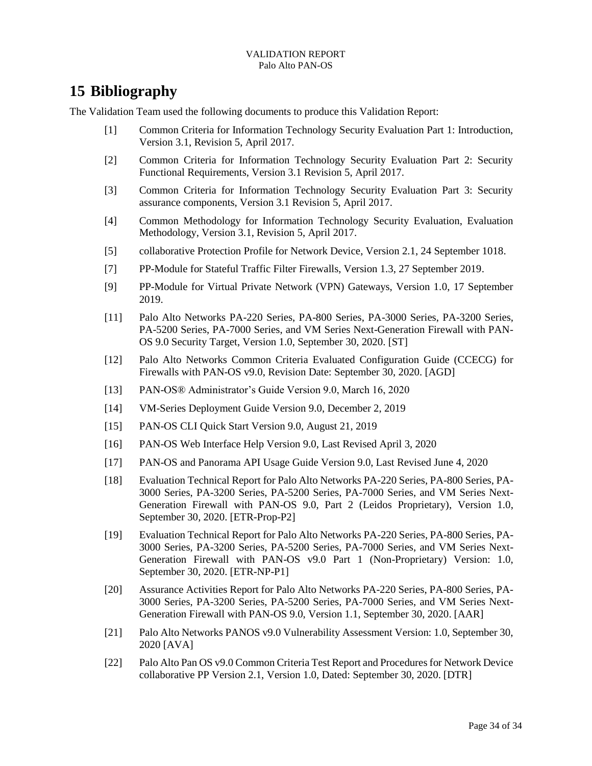# 15 Bibliography

The Validation Team used the following documents to produce this Validation Report:

[1] Common Criteria for Information Technology Security Evaluation Part 1: Introduction, Version 3.1, Revision 5, April 2017.

[2] Common Criteria for Information Technology Security Evaluation Part 2: Security Functional Requirements, Version 3.1 Revision 5, April 2017.

[3] Common Criteria for Information Technology Security Evaluation Part 3: Security assurance components, Version 3.1 Revision 5, April 2017.

[4] Common Methodology for Information Technology Security Evaluation, Evaluation Methodology, Version 3.1, Revision 5, April 2017.

[5] collaborative Protection Profile for Network Device, Version 2.1, 24 September 1018.

[7] PP-Module for Stateful Traffic Filter Firewalls, Version 1.3, 27 September 2019.

[9] PP-Module for Virtual Private Network (VPN) Gateways, Version 1.0, 17 September 2019.

[11] Palo Alto Networks PA-220 Series, PA-800 Series, PA-3000 Series, PA-3200 Series, PA-5200 Series, PA-7000 Series, and VM Series Next-Generation Firewall with PAN-OS 9.0 Security Target, Version 1.0, September 30, 2020. [ST]

[12] Palo Alto Networks Common Criteria Evaluated Configuration Guide (CCECG) for Firewalls with PAN-OS v9.0, Revision Date: September 30, 2020. [AGD]

[13] PAN-OS® Administrator's Guide Version 9.0, March 16, 2020

[14] VM-Series Deployment Guide Version 9.0, December 2, 2019

[15] PAN-OS CLI Quick Start Version 9.0, August 21, 2019

[16] PAN-OS Web Interface Help Version 9.0, Last Revised April 3, 2020

[17] PAN-OS and Panorama API Usage Guide Version 9.0, Last Revised June 4, 2020

[18] Evaluation Technical Report for Palo Alto Networks PA-220 Series, PA-800 Series, PA-3000 Series, PA-3200 Series, PA-5200 Series, PA-7000 Series, and VM Series Next-Generation Firewall with PAN-OS 9.0, Part 2 (Leidos Proprietary), Version 1.0, September 30, 2020. [ETR-Prop-P2]

[19] Evaluation Technical Report for Palo Alto Networks PA-220 Series, PA-800 Series, PA-3000 Series, PA-3200 Series, PA-5200 Series, PA-7000 Series, and VM Series Next-Generation Firewall with PAN-OS v9.0 Part 1 (Non-Proprietary) Version: 1.0, September 30, 2020. [ETR-NP-P1]

[20] Assurance Activities Report for Palo Alto Networks PA-220 Series, PA-800 Series, PA-3000 Series, PA-3200 Series, PA-5200 Series, PA-7000 Series, and VM Series Next-Generation Firewall with PAN-OS 9.0, Version 1.1, September 30, 2020. [AAR]

[21] Palo Alto Networks PANOS v9.0 Vulnerability Assessment Version: 1.0, September 30, 2020 [AVA]

[22] Palo Alto Pan OS v9.0 Common Criteria Test Report and Procedures for Network Device collaborative PP Version 2.1, Version 1.0, Dated: September 30, 2020. [DTR]